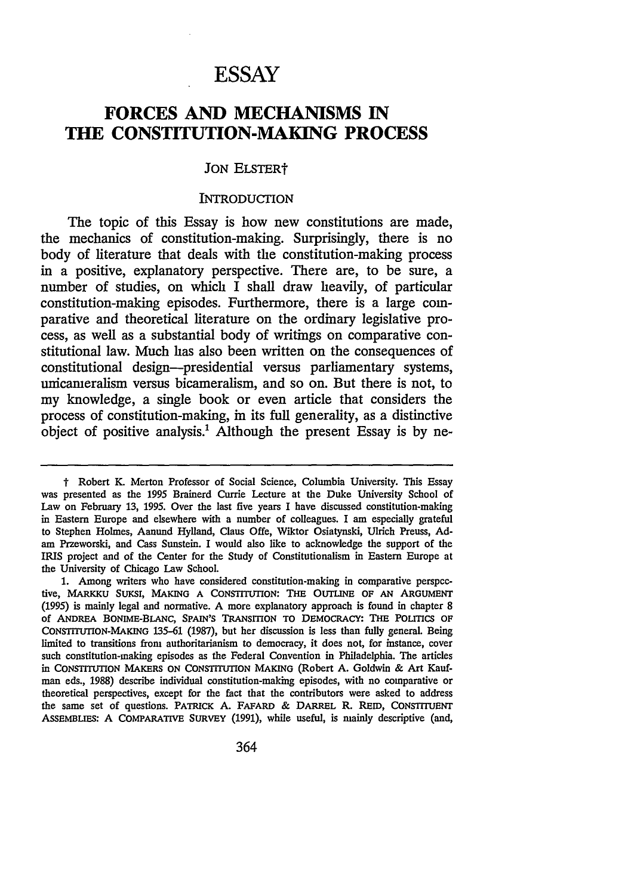# ESSAY

## FORCES AND MECHANISMS IN THE CONSTITUTION-MAKING PROCESS

JON ELSTER†

### INTRODUCTION

The topic of this Essay is how new constitutions are made, the mechanics of constitution-making. Surprisingly, there is no body of literature that deals with the constitution-making process in a positive, explanatory perspective. There are, to be sure, a number of studies, on which I shall draw heavily, of particular constitution-making episodes. Furthermore, there is a large comparative and theoretical literature on the ordinary legislative process, as well as a substantial body of writings on comparative constitutional law. Much has also been written on the consequences of constitutional design—presidential versus parliamentary systems, unicameralism versus bicameralism, and so on. But there is not, to my knowledge, a single book or even article that considers the process of constitution-making, in its full generality, as a distinctive object of positive analysis.[1] Although the present Essay is by ne-

---

† Robert K. Merton Professor of Social Science, Columbia University. This Essay was presented as the 1995 Brainerd Currie Lecture at the Duke University School of Law on February 13, 1995. Over the last five years I have discussed constitution-making in Eastern Europe and elsewhere with a number of colleagues. I am especially grateful to Stephen Holmes, Aanund Hylland, Claus Offe, Wiktor Osiatynski, Ulrich Preuss, Adam Przeworski, and Cass Sunstein. I would also like to acknowledge the support of the IRIS project and of the Center for the Study of Constitutionalism in Eastern Europe at the University of Chicago Law School.

1. Among writers who have considered constitution-making in comparative perspective, MARKKU SUKSI, MAKING A CONSTITUTION: THE OUTLINE OF AN ARGUMENT (1995) is mainly legal and normative. A more explanatory approach is found in chapter 8 of ANDREA BONIME-BLANC, SPAIN'S TRANSITION TO DEMOCRACY: THE POLITICS OF CONSTITUTION-MAKING 135-61 (1987), but her discussion is less than fully general. Being limited to transitions from authoritarianism to democracy, it does not, for instance, cover such constitution-making episodes as the Federal Convention in Philadelphia. The articles in CONSTITUTION MAKERS ON CONSTITUTION MAKING (Robert A. Goldwin & Art Kaufman eds., 1988) describe individual constitution-making episodes, with no comparative or theoretical perspectives, except for the fact that the contributors were asked to address the same set of questions. PATRICK A. FAFARD & DARREL R. REID, CONSTITUENT ASSEMBLIES: A COMPARATIVE SURVEY (1991), while useful, is mainly descriptive (and,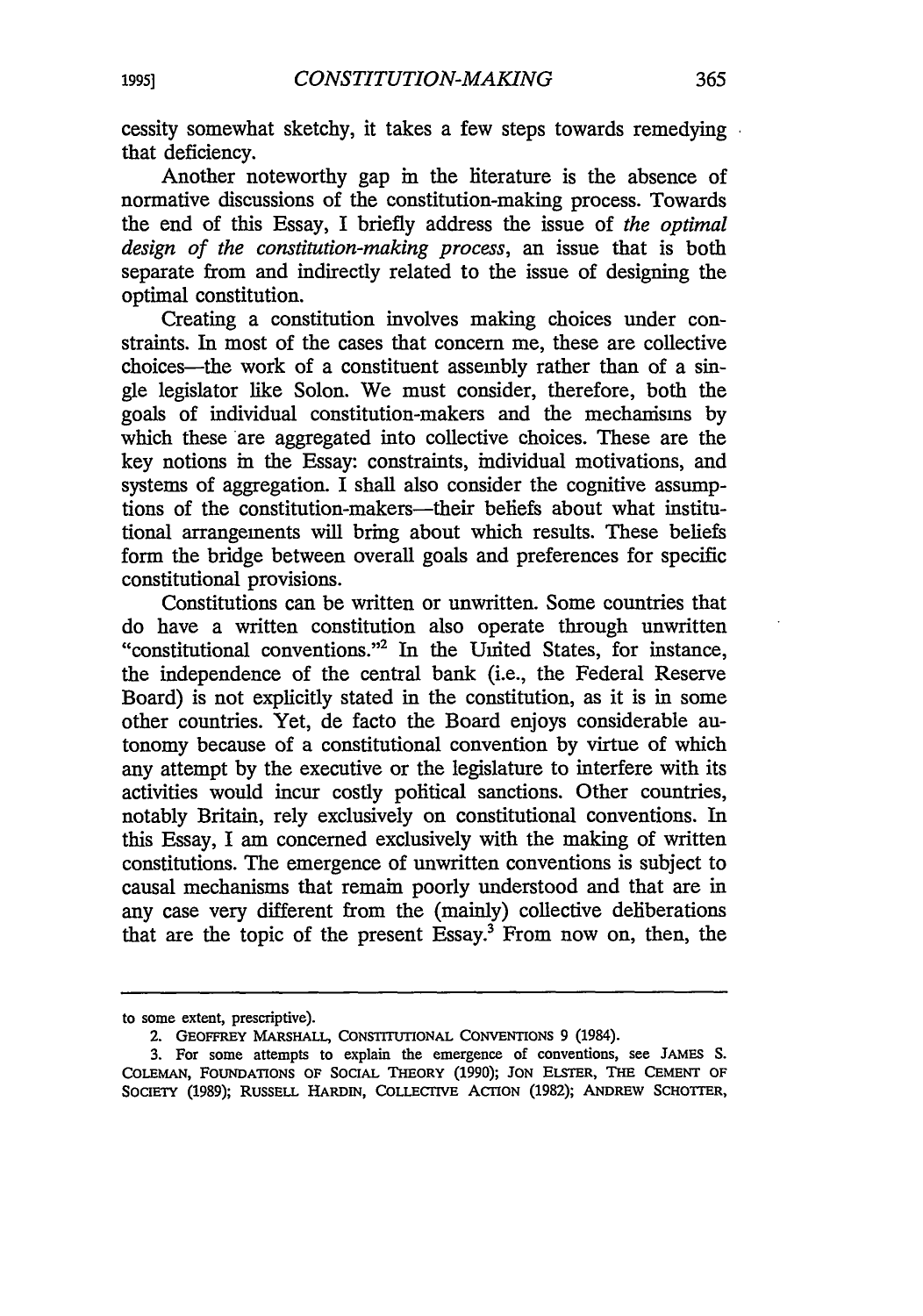cessity somewhat sketchy, it takes a few steps towards remedying that deficiency.

Another noteworthy gap in the literature is the absence of normative discussions of the constitution-making process. Towards the end of this Essay, I briefly address the issue of *the optimal design of the constitution-making process*, an issue that is both separate from and indirectly related to the issue of designing the optimal constitution.

Creating a constitution involves making choices under constraints. In most of the cases that concern me, these are collective choices—the work of a constituent assembly rather than of a single legislator like Solon. We must consider, therefore, both the goals of individual constitution-makers and the mechanisms by which these are aggregated into collective choices. These are the key notions in the Essay: constraints, individual motivations, and systems of aggregation. I shall also consider the cognitive assumptions of the constitution-makers—their beliefs about what institutional arrangements will bring about which results. These beliefs form the bridge between overall goals and preferences for specific constitutional provisions.

Constitutions can be written or unwritten. Some countries that do have a written constitution also operate through unwritten "constitutional conventions."[2] In the United States, for instance, the independence of the central bank (i.e., the Federal Reserve Board) is not explicitly stated in the constitution, as it is in some other countries. Yet, de facto the Board enjoys considerable autonomy because of a constitutional convention by virtue of which any attempt by the executive or the legislature to interfere with its activities would incur costly political sanctions. Other countries, notably Britain, rely exclusively on constitutional conventions. In this Essay, I am concerned exclusively with the making of written constitutions. The emergence of unwritten conventions is subject to causal mechanisms that remain poorly understood and that are in any case very different from the (mainly) collective deliberations that are the topic of the present Essay.[3] From now on, then, the

---

to some extent, prescriptive).

2. GEOFFREY MARSHALL, CONSTITUTIONAL CONVENTIONS 9 (1984).

3. For some attempts to explain the emergence of conventions, see JAMES S. COLEMAN, FOUNDATIONS OF SOCIAL THEORY (1990); JON ELSTER, THE CEMENT OF SOCIETY (1989); RUSSELL HARDIN, COLLECTIVE ACTION (1982); ANDREW SCHOTTER,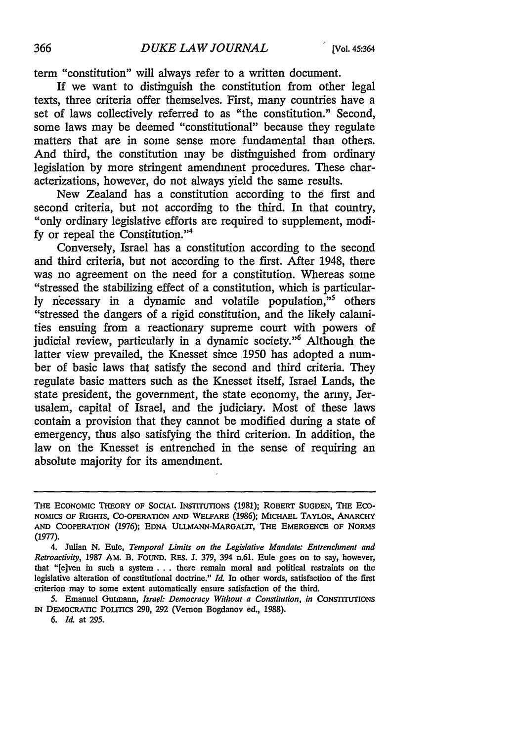term "constitution" will always refer to a written document.

If we want to distinguish the constitution from other legal texts, three criteria offer themselves. First, many countries have a set of laws collectively referred to as "the constitution." Second, some laws may be deemed "constitutional" because they regulate matters that are in some sense more fundamental than others. And third, the constitution may be distinguished from ordinary legislation by more stringent amendment procedures. These characterizations, however, do not always yield the same results.

New Zealand has a constitution according to the first and second criteria, but not according to the third. In that country, "only ordinary legislative efforts are required to supplement, modify or repeal the Constitution."[4]

Conversely, Israel has a constitution according to the second and third criteria, but not according to the first. After 1948, there was no agreement on the need for a constitution. Whereas some "stressed the stabilizing effect of a constitution, which is particularly necessary in a dynamic and volatile population,"[5] others "stressed the dangers of a rigid constitution, and the likely calamities ensuing from a reactionary supreme court with powers of judicial review, particularly in a dynamic society."[6] Although the latter view prevailed, the Knesset since 1950 has adopted a number of basic laws that satisfy the second and third criteria. They regulate basic matters such as the Knesset itself, Israel Lands, the state president, the government, the state economy, the army, Jerusalem, capital of Israel, and the judiciary. Most of these laws contain a provision that they cannot be modified during a state of emergency, thus also satisfying the third criterion. In addition, the law on the Knesset is entrenched in the sense of requiring an absolute majority for its amendment.

---

THE ECONOMIC THEORY OF SOCIAL INSTITUTIONS (1981); ROBERT SUGDEN, THE ECONOMICS OF RIGHTS, CO-OPERATION AND WELFARE (1986); MICHAEL TAYLOR, ANARCHY AND COOPERATION (1976); EDNA ULLMANN-MARGALIT, THE EMERGENCE OF NORMS (1977).

4. Julian N. Eule, *Temporal Limits on the Legislative Mandate: Entrenchment and Retroactivity*, 1987 AM. B. FOUND. RES. J. 379, 394 n.61. Eule goes on to say, however, that "[e]ven in such a system . . . there remain moral and political restraints on the legislative alteration of constitutional doctrine." *Id.* In other words, satisfaction of the first criterion may to some extent automatically ensure satisfaction of the third.

5. Emanuel Gutmann, *Israel: Democracy Without a Constitution*, *in* CONSTITUTIONS IN DEMOCRATIC POLITICS 290, 292 (Vernon Bogdanov ed., 1988).

6. *Id.* at 295.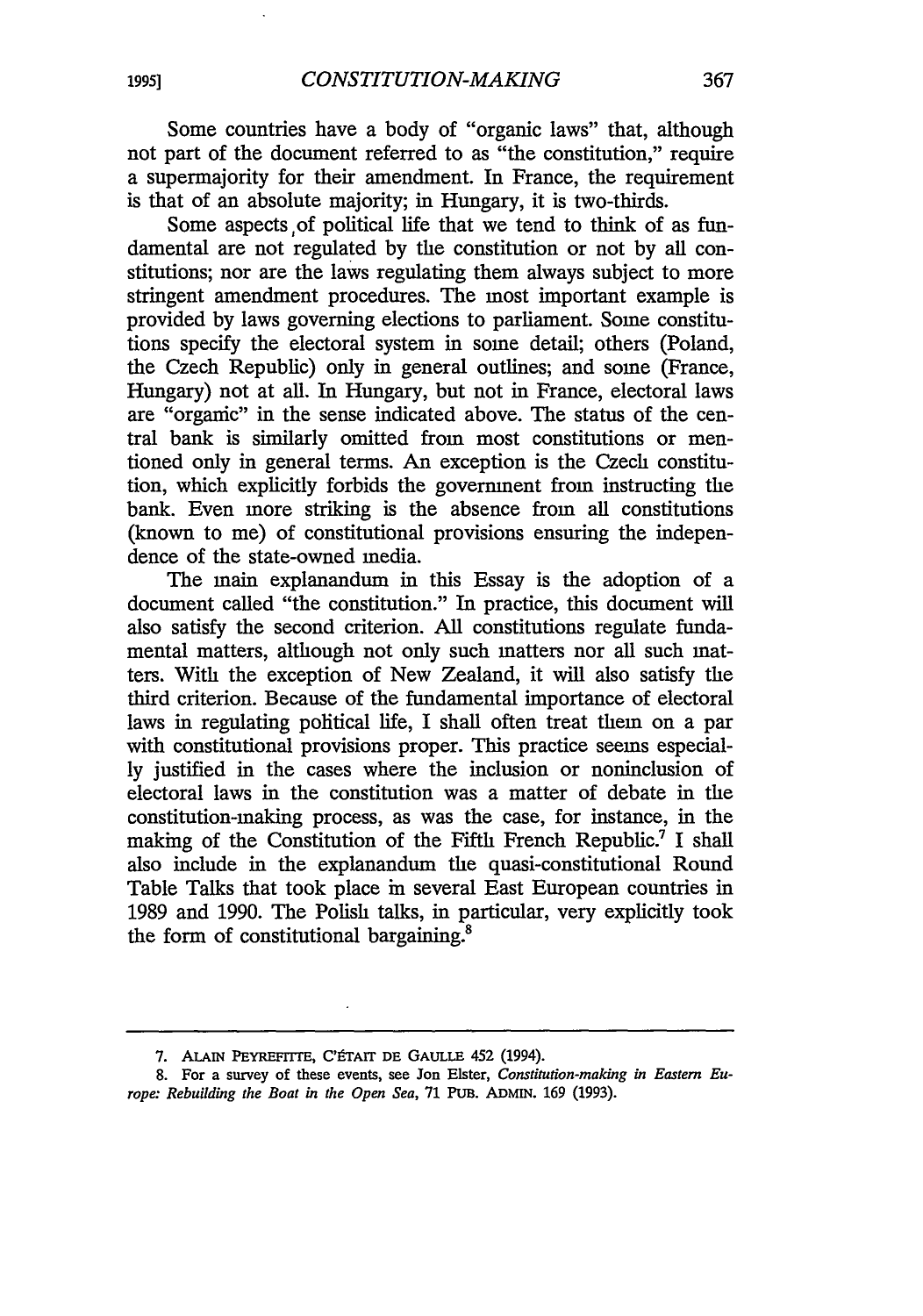Some countries have a body of "organic laws" that, although not part of the document referred to as "the constitution," require a supermajority for their amendment. In France, the requirement is that of an absolute majority; in Hungary, it is two-thirds.

Some aspects of political life that we tend to think of as fundamental are not regulated by the constitution or not by all constitutions; nor are the laws regulating them always subject to more stringent amendment procedures. The most important example is provided by laws governing elections to parliament. Some constitutions specify the electoral system in some detail; others (Poland, the Czech Republic) only in general outlines; and some (France, Hungary) not at all. In Hungary, but not in France, electoral laws are "organic" in the sense indicated above. The status of the central bank is similarly omitted from most constitutions or mentioned only in general terms. An exception is the Czech constitution, which explicitly forbids the government from instructing the bank. Even more striking is the absence from all constitutions (known to me) of constitutional provisions ensuring the independence of the state-owned media.

The main explanandum in this Essay is the adoption of a document called "the constitution." In practice, this document will also satisfy the second criterion. All constitutions regulate fundamental matters, although not only such matters nor all such matters. With the exception of New Zealand, it will also satisfy the third criterion. Because of the fundamental importance of electoral laws in regulating political life, I shall often treat them on a par with constitutional provisions proper. This practice seems especially justified in the cases where the inclusion or noninclusion of electoral laws in the constitution was a matter of debate in the constitution-making process, as was the case, for instance, in the making of the Constitution of the Fifth French Republic.[7] I shall also include in the explanandum the quasi-constitutional Round Table Talks that took place in several East European countries in 1989 and 1990. The Polish talks, in particular, very explicitly took the form of constitutional bargaining.[8]

---

7. ALAIN PEYREFITTE, C'ÉTAIT DE GAULLE 452 (1994).

8. For a survey of these events, see Jon Elster, *Constitution-making in Eastern Europe: Rebuilding the Boat in the Open Sea*, 71 PUB. ADMIN. 169 (1993).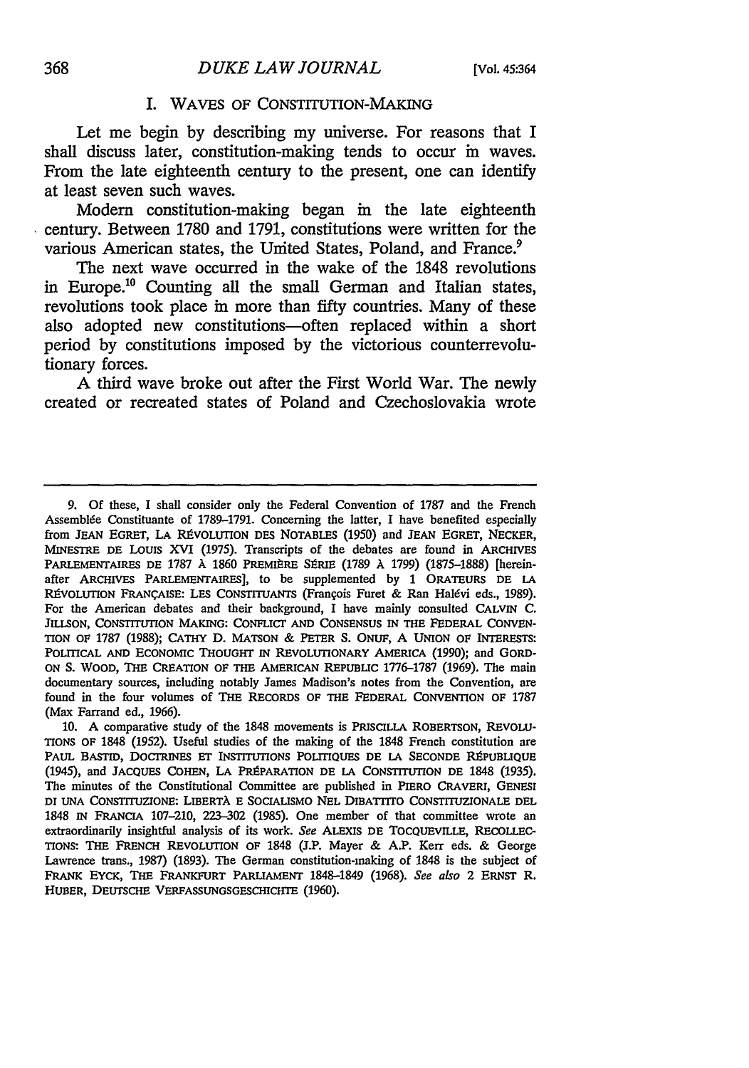## I. WAVES OF CONSTITUTION-MAKING

Let me begin by describing my universe. For reasons that I shall discuss later, constitution-making tends to occur in waves. From the late eighteenth century to the present, one can identify at least seven such waves.

Modern constitution-making began in the late eighteenth century. Between 1780 and 1791, constitutions were written for the various American states, the United States, Poland, and France.[9]

The next wave occurred in the wake of the 1848 revolutions in Europe.[10] Counting all the small German and Italian states, revolutions took place in more than fifty countries. Many of these also adopted new constitutions—often replaced within a short period by constitutions imposed by the victorious counterrevolutionary forces.

A third wave broke out after the First World War. The newly created or recreated states of Poland and Czechoslovakia wrote

---

9. Of these, I shall consider only the Federal Convention of 1787 and the French Assemblée Constituante of 1789–1791. Concerning the latter, I have benefited especially from JEAN EGRET, LA RÉVOLUTION DES NOTABLES (1950) and JEAN EGRET, NECKER, MINESTRE DE LOUIS XVI (1975). Transcripts of the debates are found in ARCHIVES PARLEMENTAIRES DE 1787 À 1860 PREMIÈRE SÉRIE (1789 À 1799) (1875–1888) [hereinafter ARCHIVES PARLEMENTAIRES], to be supplemented by 1 ORATEURS DE LA RÉVOLUTION FRANÇAISE: LES CONSTITUANTS (François Furet & Ran Halévi eds., 1989). For the American debates and their background, I have mainly consulted CALVIN C. JILLSON, CONSTITUTION MAKING: CONFLICT AND CONSENSUS IN THE FEDERAL CONVENTION OF 1787 (1988); CATHY D. MATSON & PETER S. ONUF, A UNION OF INTERESTS: POLITICAL AND ECONOMIC THOUGHT IN REVOLUTIONARY AMERICA (1990); and GORDON S. WOOD, THE CREATION OF THE AMERICAN REPUBLIC 1776–1787 (1969). The main documentary sources, including notably James Madison's notes from the Convention, are found in the four volumes of THE RECORDS OF THE FEDERAL CONVENTION OF 1787 (Max Farrand ed., 1966).

10. A comparative study of the 1848 movements is PRISCILLA ROBERTSON, REVOLUTIONS OF 1848 (1952). Useful studies of the making of the 1848 French constitution are PAUL BASTID, DOCTRINES ET INSTITUTIONS POLITIQUES DE LA SECONDE RÉPUBLIQUE (1945), and JACQUES COHEN, LA PRÉPARATION DE LA CONSTITUTION DE 1848 (1935). The minutes of the Constitutional Committee are published in PIERO CRAVERI, GENESI DI UNA CONSTITUZIONE: LIBERTÀ E SOCIALISMO NEL DIBATTITO CONSTITUZIONALE DEL 1848 IN FRANCIA 107–210, 223–302 (1985). One member of that committee wrote an extraordinarily insightful analysis of its work. *See* ALEXIS DE TOCQUEVILLE, RECOLLECTIONS: THE FRENCH REVOLUTION OF 1848 (J.P. Mayer & A.P. Kerr eds. & George Lawrence trans., 1987) (1893). The German constitution-making of 1848 is the subject of FRANK EYCK, THE FRANKFURT PARLIAMENT 1848–1849 (1968). *See also* 2 ERNST R. HUBER, DEUTSCHE VERFASSUNGSGESCHICHTE (1960).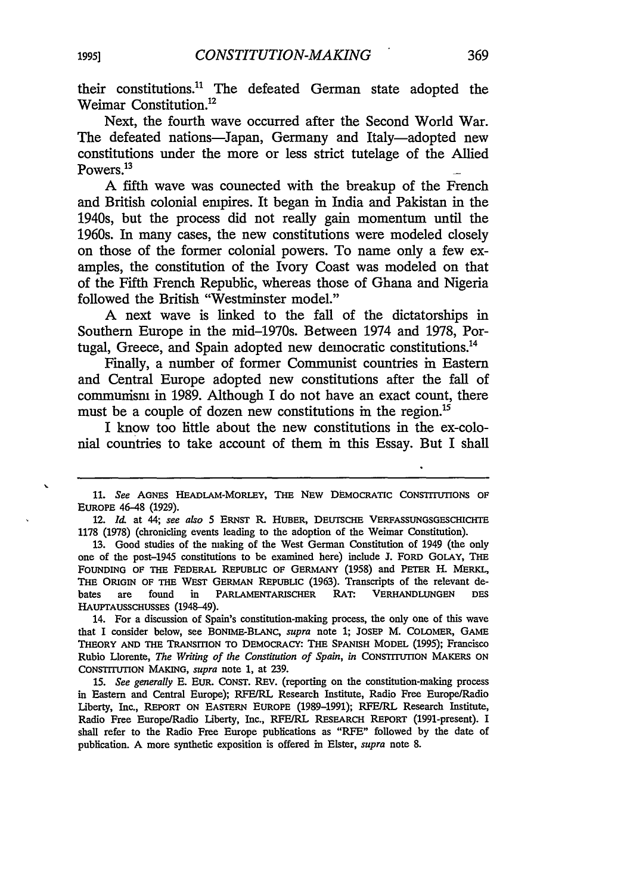their constitutions.[11] The defeated German state adopted the Weimar Constitution.[12]

Next, the fourth wave occurred after the Second World War. The defeated nations—Japan, Germany and Italy—adopted new constitutions under the more or less strict tutelage of the Allied Powers.[13]

A fifth wave was connected with the breakup of the French and British colonial empires. It began in India and Pakistan in the 1940s, but the process did not really gain momentum until the 1960s. In many cases, the new constitutions were modeled closely on those of the former colonial powers. To name only a few examples, the constitution of the Ivory Coast was modeled on that of the Fifth French Republic, whereas those of Ghana and Nigeria followed the British "Westminster model."

A next wave is linked to the fall of the dictatorships in Southern Europe in the mid-1970s. Between 1974 and 1978, Portugal, Greece, and Spain adopted new democratic constitutions.[14]

Finally, a number of former Communist countries in Eastern and Central Europe adopted new constitutions after the fall of communism in 1989. Although I do not have an exact count, there must be a couple of dozen new constitutions in the region.[15]

I know too little about the new constitutions in the ex-colonial countries to take account of them in this Essay. But I shall

---

11. *See* AGNES HEADLAM-MORLEY, THE NEW DEMOCRATIC CONSTITUTIONS OF EUROPE 46-48 (1929).

12. *Id.* at 44; *see also* 5 ERNST R. HUBER, DEUTSCHE VERFASSUNGSGESCHICHTE 1178 (1978) (chronicling events leading to the adoption of the Weimar Constitution).

13. Good studies of the making of the West German Constitution of 1949 (the only one of the post-1945 constitutions to be examined here) include J. FORD GOLAY, THE FOUNDING OF THE FEDERAL REPUBLIC OF GERMANY (1958) and PETER H. MERKL, THE ORIGIN OF THE WEST GERMAN REPUBLIC (1963). Transcripts of the relevant debates are found in PARLAMENTARISCHER RAT: VERHANDLUNGEN DES HAUPTAUSSCHUSSES (1948-49).

14. For a discussion of Spain's constitution-making process, the only one of this wave that I consider below, see BONIME-BLANC, *supra* note 1; JOSEP M. COLOMER, GAME THEORY AND THE TRANSITION TO DEMOCRACY: THE SPANISH MODEL (1995); Francisco Rubio Llorente, *The Writing of the Constitution of Spain*, *in* CONSTITUTION MAKERS ON CONSTITUTION MAKING, *supra* note 1, at 239.

15. *See generally* E. EUR. CONST. REV. (reporting on the constitution-making process in Eastern and Central Europe); RFE/RL Research Institute, Radio Free Europe/Radio Liberty, Inc., REPORT ON EASTERN EUROPE (1989-1991); RFE/RL Research Institute, Radio Free Europe/Radio Liberty, Inc., RFE/RL RESEARCH REPORT (1991-present). I shall refer to the Radio Free Europe publications as "RFE" followed by the date of publication. A more synthetic exposition is offered in Elster, *supra* note 8.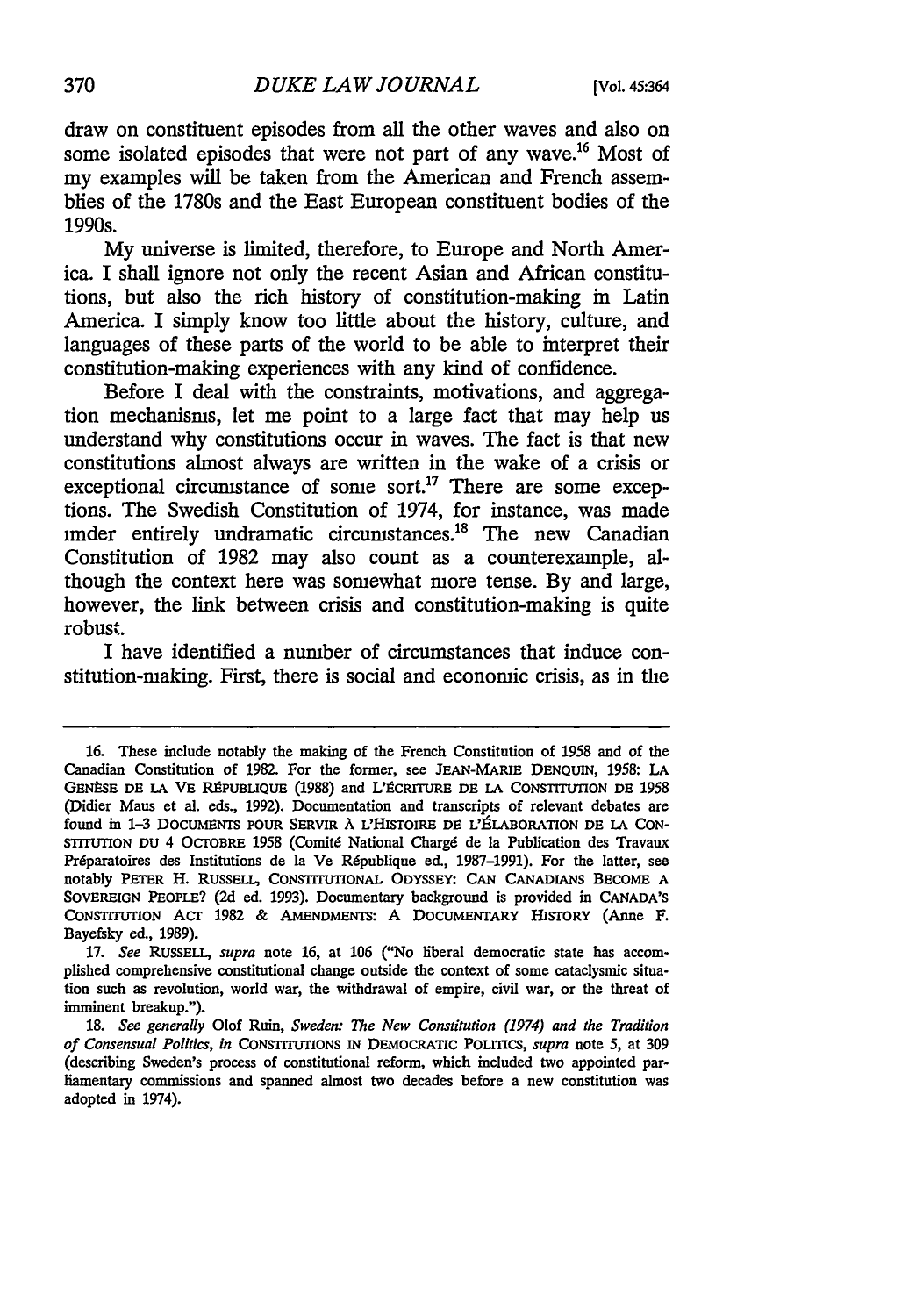draw on constituent episodes from all the other waves and also on some isolated episodes that were not part of any wave.[16] Most of my examples will be taken from the American and French assemblies of the 1780s and the East European constituent bodies of the 1990s.

My universe is limited, therefore, to Europe and North America. I shall ignore not only the recent Asian and African constitutions, but also the rich history of constitution-making in Latin America. I simply know too little about the history, culture, and languages of these parts of the world to be able to interpret their constitution-making experiences with any kind of confidence.

Before I deal with the constraints, motivations, and aggregation mechanisms, let me point to a large fact that may help us understand why constitutions occur in waves. The fact is that new constitutions almost always are written in the wake of a crisis or exceptional circumstance of some sort.[17] There are some exceptions. The Swedish Constitution of 1974, for instance, was made under entirely undramatic circumstances.[18] The new Canadian Constitution of 1982 may also count as a counterexample, although the context here was somewhat more tense. By and large, however, the link between crisis and constitution-making is quite robust.

I have identified a number of circumstances that induce constitution-making. First, there is social and economic crisis, as in the

---

16. These include notably the making of the French Constitution of 1958 and of the Canadian Constitution of 1982. For the former, see JEAN-MARIE DENQUIN, 1958: LA GENÈSE DE LA VE RÉPUBLIQUE (1988) and L'ÉCRITURE DE LA CONSTITUTION DE 1958 (Didier Maus et al. eds., 1992). Documentation and transcripts of relevant debates are found in 1–3 DOCUMENTS POUR SERVIR À L'HISTOIRE DE L'ÉLABORATION DE LA CONSTITUTION DU 4 OCTOBRE 1958 (Comité National Chargé de la Publication des Travaux Préparatoires des Institutions de la Ve République ed., 1987–1991). For the latter, see notably PETER H. RUSSELL, CONSTITUTIONAL ODYSSEY: CAN CANADIANS BECOME A SOVEREIGN PEOPLE? (2d ed. 1993). Documentary background is provided in CANADA'S CONSTITUTION ACT 1982 & AMENDMENTS: A DOCUMENTARY HISTORY (Anne F. Bayefsky ed., 1989).

17. *See* RUSSELL, *supra* note 16, at 106 ("No liberal democratic state has accomplished comprehensive constitutional change outside the context of some cataclysmic situation such as revolution, world war, the withdrawal of empire, civil war, or the threat of imminent breakup.").

18. *See generally* Olof Ruin, *Sweden: The New Constitution (1974) and the Tradition of Consensual Politics*, *in* CONSTITUTIONS IN DEMOCRATIC POLITICS, *supra* note 5, at 309 (describing Sweden's process of constitutional reform, which included two appointed parliamentary commissions and spanned almost two decades before a new constitution was adopted in 1974).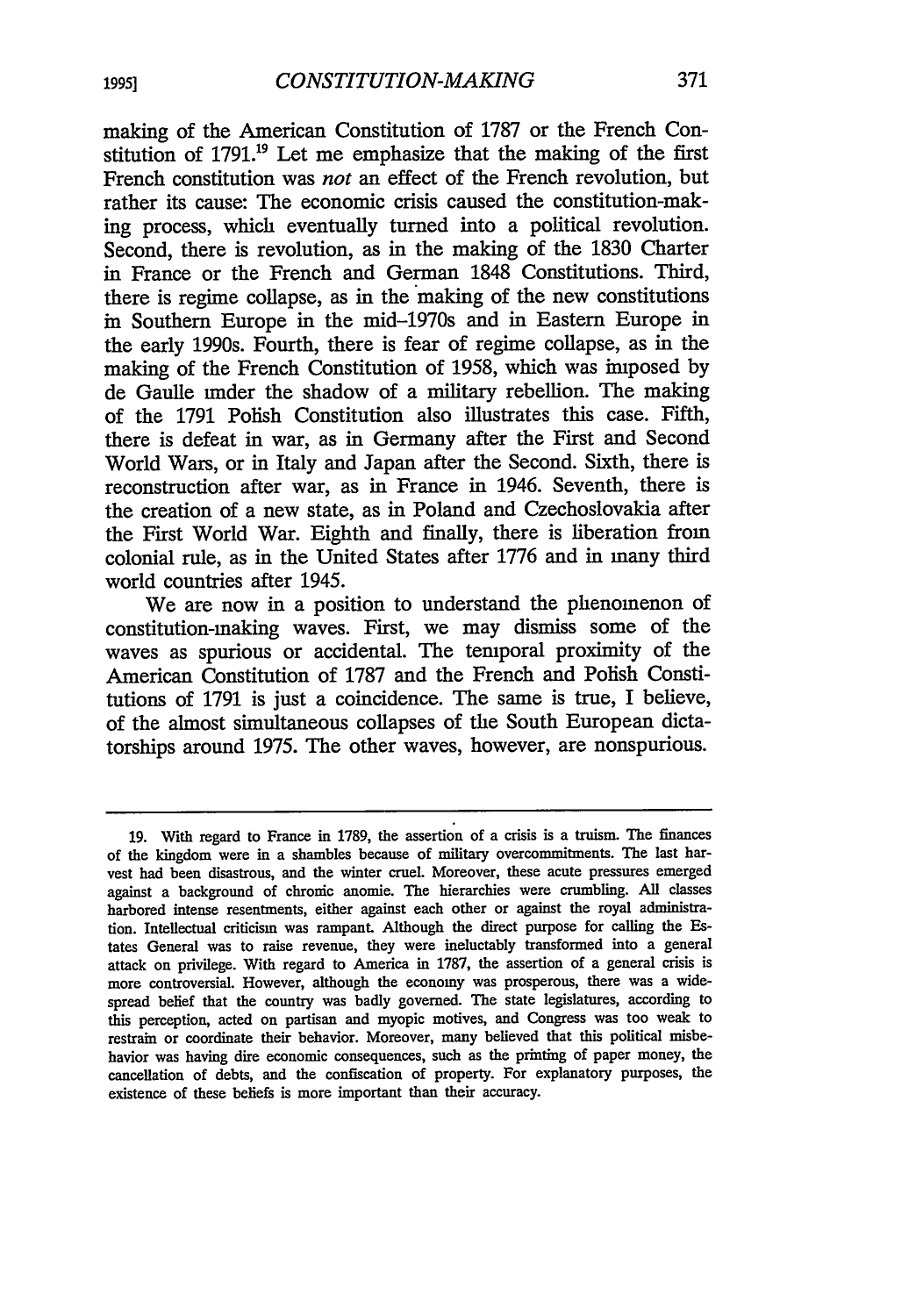making of the American Constitution of 1787 or the French Constitution of 1791.[19] Let me emphasize that the making of the first French constitution was *not* an effect of the French revolution, but rather its cause: The economic crisis caused the constitution-making process, which eventually turned into a political revolution. Second, there is revolution, as in the making of the 1830 Charter in France or the French and German 1848 Constitutions. Third, there is regime collapse, as in the making of the new constitutions in Southern Europe in the mid-1970s and in Eastern Europe in the early 1990s. Fourth, there is fear of regime collapse, as in the making of the French Constitution of 1958, which was imposed by de Gaulle under the shadow of a military rebellion. The making of the 1791 Polish Constitution also illustrates this case. Fifth, there is defeat in war, as in Germany after the First and Second World Wars, or in Italy and Japan after the Second. Sixth, there is reconstruction after war, as in France in 1946. Seventh, there is the creation of a new state, as in Poland and Czechoslovakia after the First World War. Eighth and finally, there is liberation from colonial rule, as in the United States after 1776 and in many third world countries after 1945.

We are now in a position to understand the phenomenon of constitution-making waves. First, we may dismiss some of the waves as spurious or accidental. The temporal proximity of the American Constitution of 1787 and the French and Polish Constitutions of 1791 is just a coincidence. The same is true, I believe, of the almost simultaneous collapses of the South European dictatorships around 1975. The other waves, however, are nonspurious.

---

19. With regard to France in 1789, the assertion of a crisis is a truism. The finances of the kingdom were in a shambles because of military overcommitments. The last harvest had been disastrous, and the winter cruel. Moreover, these acute pressures emerged against a background of chronic anomie. The hierarchies were crumbling. All classes harbored intense resentments, either against each other or against the royal administration. Intellectual criticism was rampant. Although the direct purpose for calling the Estates General was to raise revenue, they were ineluctably transformed into a general attack on privilege. With regard to America in 1787, the assertion of a general crisis is more controversial. However, although the economy was prosperous, there was a widespread belief that the country was badly governed. The state legislatures, according to this perception, acted on partisan and myopic motives, and Congress was too weak to restrain or coordinate their behavior. Moreover, many believed that this political misbehavior was having dire economic consequences, such as the printing of paper money, the cancellation of debts, and the confiscation of property. For explanatory purposes, the existence of these beliefs is more important than their accuracy.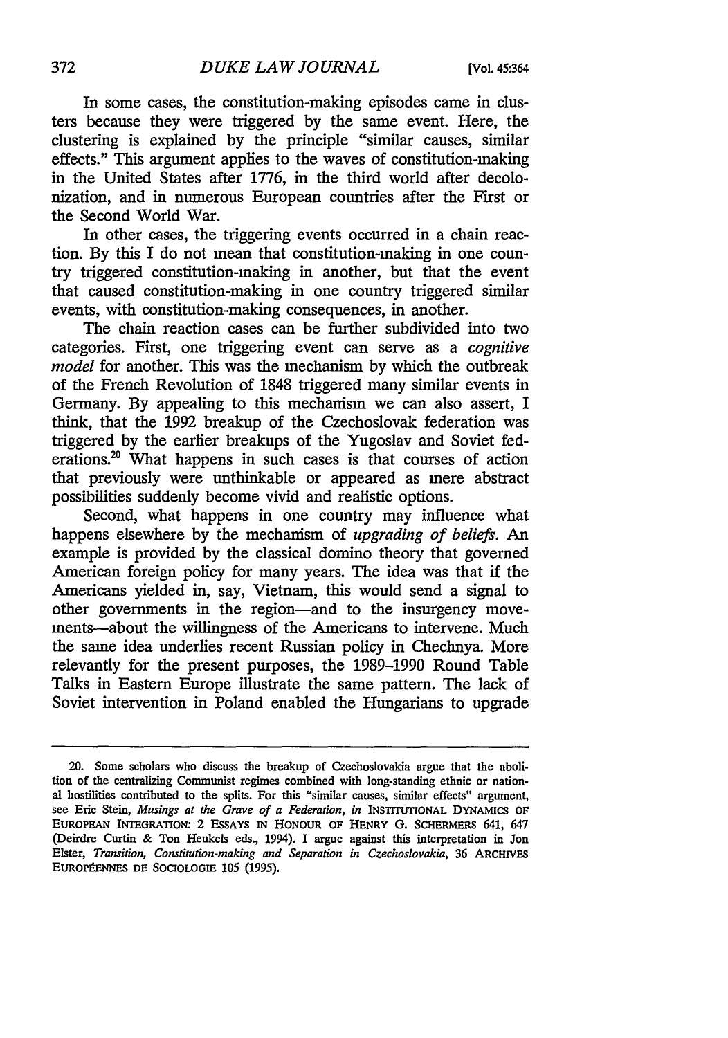In some cases, the constitution-making episodes came in clusters because they were triggered by the same event. Here, the clustering is explained by the principle "similar causes, similar effects." This argument applies to the waves of constitution-making in the United States after 1776, in the third world after decolonization, and in numerous European countries after the First or the Second World War.

In other cases, the triggering events occurred in a chain reaction. By this I do not mean that constitution-making in one country triggered constitution-making in another, but that the event that caused constitution-making in one country triggered similar events, with constitution-making consequences, in another.

The chain reaction cases can be further subdivided into two categories. First, one triggering event can serve as a *cognitive model* for another. This was the mechanism by which the outbreak of the French Revolution of 1848 triggered many similar events in Germany. By appealing to this mechanism we can also assert, I think, that the 1992 breakup of the Czechoslovak federation was triggered by the earlier breakups of the Yugoslav and Soviet federations.[20] What happens in such cases is that courses of action that previously were unthinkable or appeared as mere abstract possibilities suddenly become vivid and realistic options.

Second, what happens in one country may influence what happens elsewhere by the mechanism of *upgrading of beliefs*. An example is provided by the classical domino theory that governed American foreign policy for many years. The idea was that if the Americans yielded in, say, Vietnam, this would send a signal to other governments in the region—and to the insurgency movements—about the willingness of the Americans to intervene. Much the same idea underlies recent Russian policy in Chechnya. More relevantly for the present purposes, the 1989–1990 Round Table Talks in Eastern Europe illustrate the same pattern. The lack of Soviet intervention in Poland enabled the Hungarians to upgrade

---

20. Some scholars who discuss the breakup of Czechoslovakia argue that the abolition of the centralizing Communist regimes combined with long-standing ethnic or national hostilities contributed to the splits. For this "similar causes, similar effects" argument, see Eric Stein, *Musings at the Grave of a Federation*, *in* INSTITUTIONAL DYNAMICS OF EUROPEAN INTEGRATION: 2 ESSAYS IN HONOUR OF HENRY G. SCHERMERS 641, 647 (Deirdre Curtin & Ton Heukels eds., 1994). I argue against this interpretation in Jon Elster, *Transition, Constitution-making and Separation in Czechoslovakia*, 36 ARCHIVES EUROPÉENNES DE SOCIOLOGIE 105 (1995).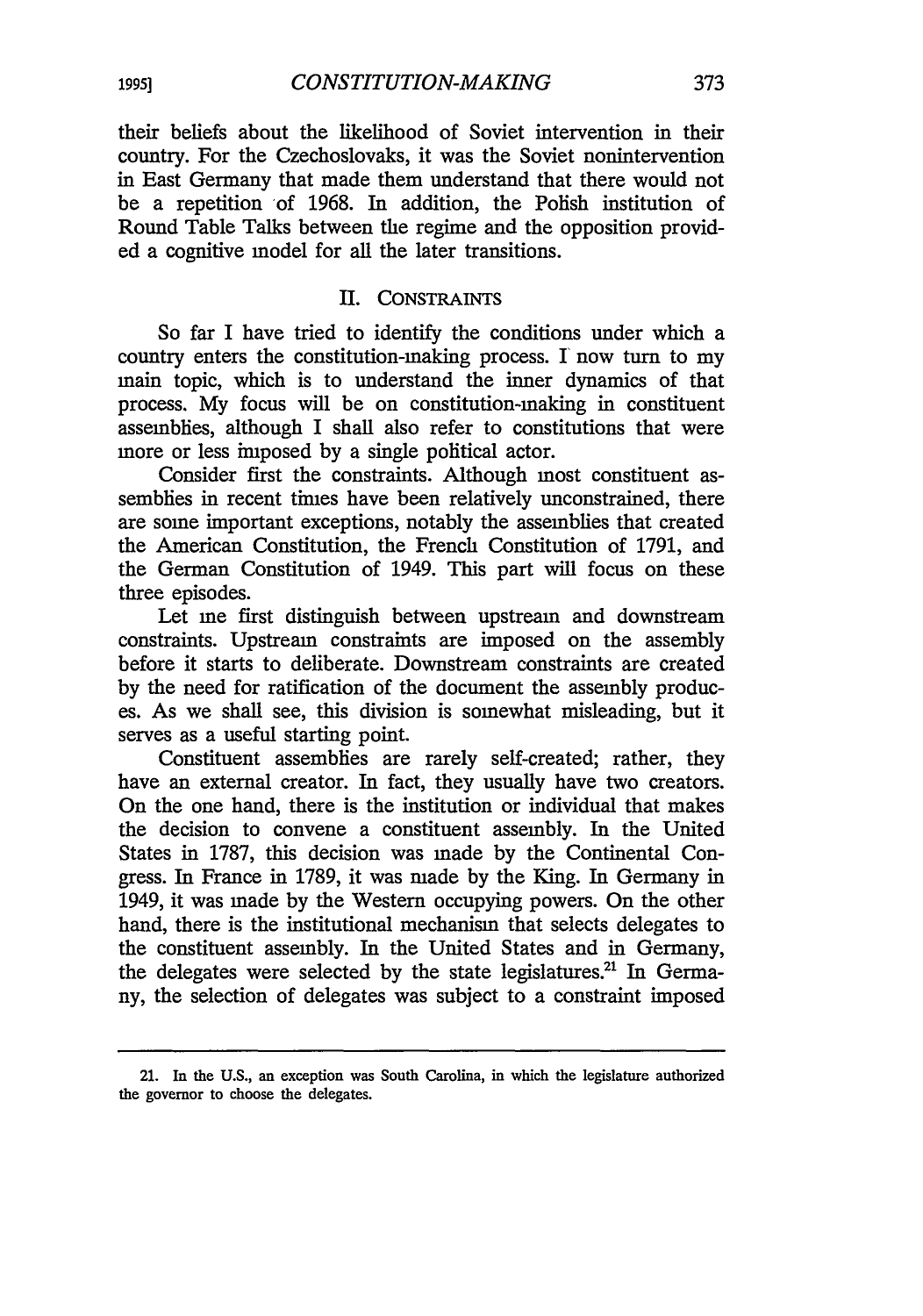their beliefs about the likelihood of Soviet intervention in their country. For the Czechoslovaks, it was the Soviet nonintervention in East Germany that made them understand that there would not be a repetition of 1968. In addition, the Polish institution of Round Table Talks between the regime and the opposition provided a cognitive model for all the later transitions.

## II. CONSTRAINTS

So far I have tried to identify the conditions under which a country enters the constitution-making process. I now turn to my main topic, which is to understand the inner dynamics of that process. My focus will be on constitution-making in constituent assemblies, although I shall also refer to constitutions that were more or less imposed by a single political actor.

Consider first the constraints. Although most constituent assemblies in recent times have been relatively unconstrained, there are some important exceptions, notably the assemblies that created the American Constitution, the French Constitution of 1791, and the German Constitution of 1949. This part will focus on these three episodes.

Let me first distinguish between upstream and downstream constraints. Upstream constraints are imposed on the assembly before it starts to deliberate. Downstream constraints are created by the need for ratification of the document the assembly produces. As we shall see, this division is somewhat misleading, but it serves as a useful starting point.

Constituent assemblies are rarely self-created; rather, they have an external creator. In fact, they usually have two creators. On the one hand, there is the institution or individual that makes the decision to convene a constituent assembly. In the United States in 1787, this decision was made by the Continental Congress. In France in 1789, it was made by the King. In Germany in 1949, it was made by the Western occupying powers. On the other hand, there is the institutional mechanism that selects delegates to the constituent assembly. In the United States and in Germany, the delegates were selected by the state legislatures.[21] In Germany, the selection of delegates was subject to a constraint imposed

21. In the U.S., an exception was South Carolina, in which the legislature authorized the governor to choose the delegates.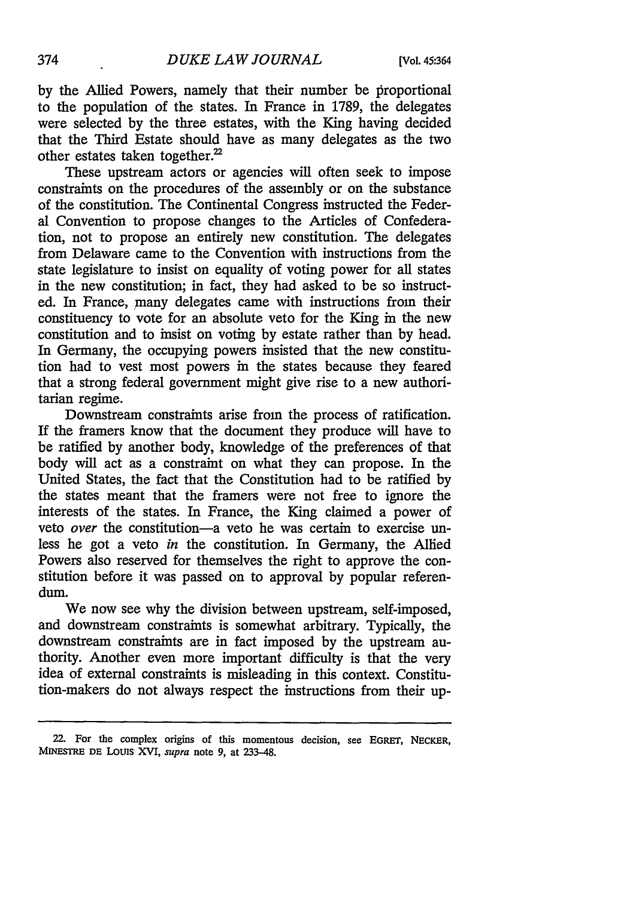by the Allied Powers, namely that their number be proportional to the population of the states. In France in 1789, the delegates were selected by the three estates, with the King having decided that the Third Estate should have as many delegates as the two other estates taken together.[22]

These upstream actors or agencies will often seek to impose constraints on the procedures of the assembly or on the substance of the constitution. The Continental Congress instructed the Federal Convention to propose changes to the Articles of Confederation, not to propose an entirely new constitution. The delegates from Delaware came to the Convention with instructions from the state legislature to insist on equality of voting power for all states in the new constitution; in fact, they had asked to be so instructed. In France, many delegates came with instructions from their constituency to vote for an absolute veto for the King in the new constitution and to insist on voting by estate rather than by head. In Germany, the occupying powers insisted that the new constitution had to vest most powers in the states because they feared that a strong federal government might give rise to a new authoritarian regime.

Downstream constraints arise from the process of ratification. If the framers know that the document they produce will have to be ratified by another body, knowledge of the preferences of that body will act as a constraint on what they can propose. In the United States, the fact that the Constitution had to be ratified by the states meant that the framers were not free to ignore the interests of the states. In France, the King claimed a power of veto *over* the constitution—a veto he was certain to exercise unless he got a veto *in* the constitution. In Germany, the Allied Powers also reserved for themselves the right to approve the constitution before it was passed on to approval by popular referendum.

We now see why the division between upstream, self-imposed, and downstream constraints is somewhat arbitrary. Typically, the downstream constraints are in fact imposed by the upstream authority. Another even more important difficulty is that the very idea of external constraints is misleading in this context. Constitution-makers do not always respect the instructions from their up-

---

22. For the complex origins of this momentous decision, see EGRET, NECKER, MINESTRE DE LOUIS XVI, *supra* note 9, at 233–48.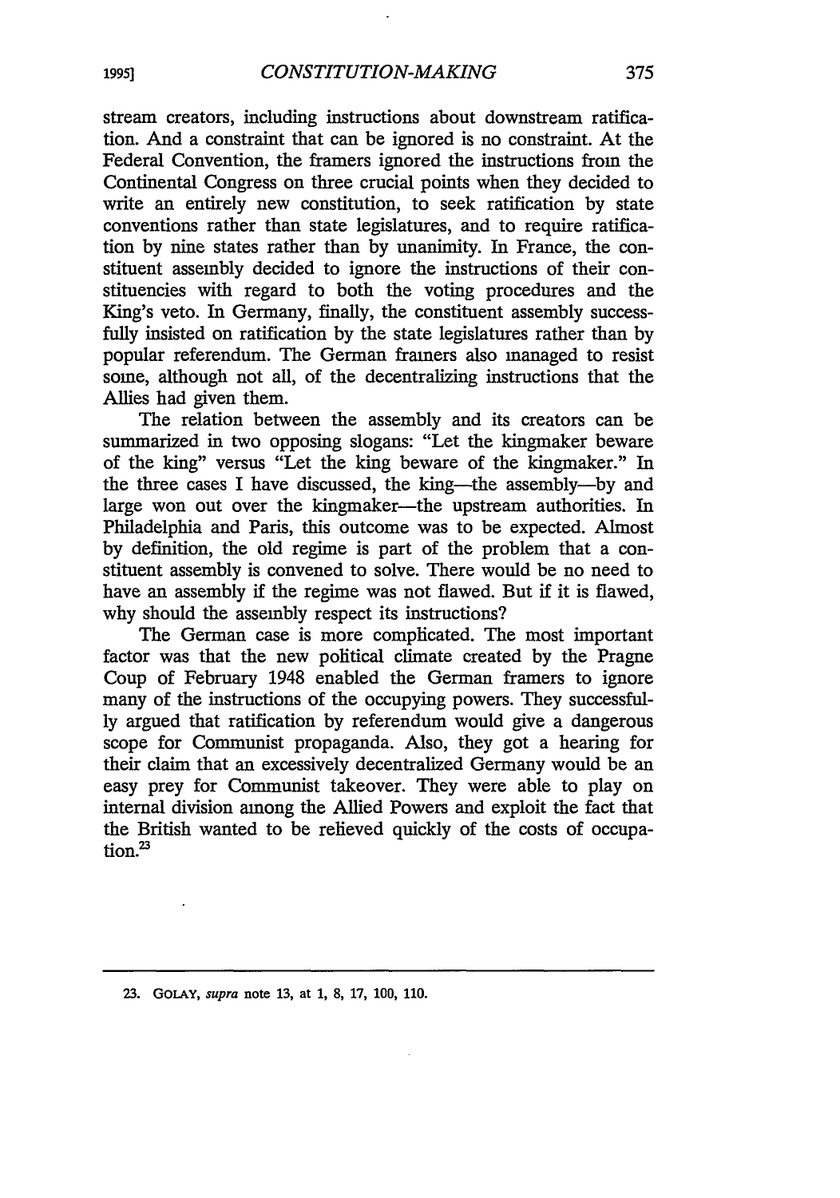stream creators, including instructions about downstream ratification. And a constraint that can be ignored is no constraint. At the Federal Convention, the framers ignored the instructions from the Continental Congress on three crucial points when they decided to write an entirely new constitution, to seek ratification by state conventions rather than state legislatures, and to require ratification by nine states rather than by unanimity. In France, the constituent assembly decided to ignore the instructions of their constituencies with regard to both the voting procedures and the King's veto. In Germany, finally, the constituent assembly successfully insisted on ratification by the state legislatures rather than by popular referendum. The German framers also managed to resist some, although not all, of the decentralizing instructions that the Allies had given them.

The relation between the assembly and its creators can be summarized in two opposing slogans: "Let the kingmaker beware of the king" versus "Let the king beware of the kingmaker." In the three cases I have discussed, the king—the assembly—by and large won out over the kingmaker—the upstream authorities. In Philadelphia and Paris, this outcome was to be expected. Almost by definition, the old regime is part of the problem that a constituent assembly is convened to solve. There would be no need to have an assembly if the regime was not flawed. But if it is flawed, why should the assembly respect its instructions?

The German case is more complicated. The most important factor was that the new political climate created by the Pragne Coup of February 1948 enabled the German framers to ignore many of the instructions of the occupying powers. They successfully argued that ratification by referendum would give a dangerous scope for Communist propaganda. Also, they got a hearing for their claim that an excessively decentralized Germany would be an easy prey for Communist takeover. They were able to play on internal division among the Allied Powers and exploit the fact that the British wanted to be relieved quickly of the costs of occupation.[23]

---

23. GOLAY, *supra* note 13, at 1, 8, 17, 100, 110.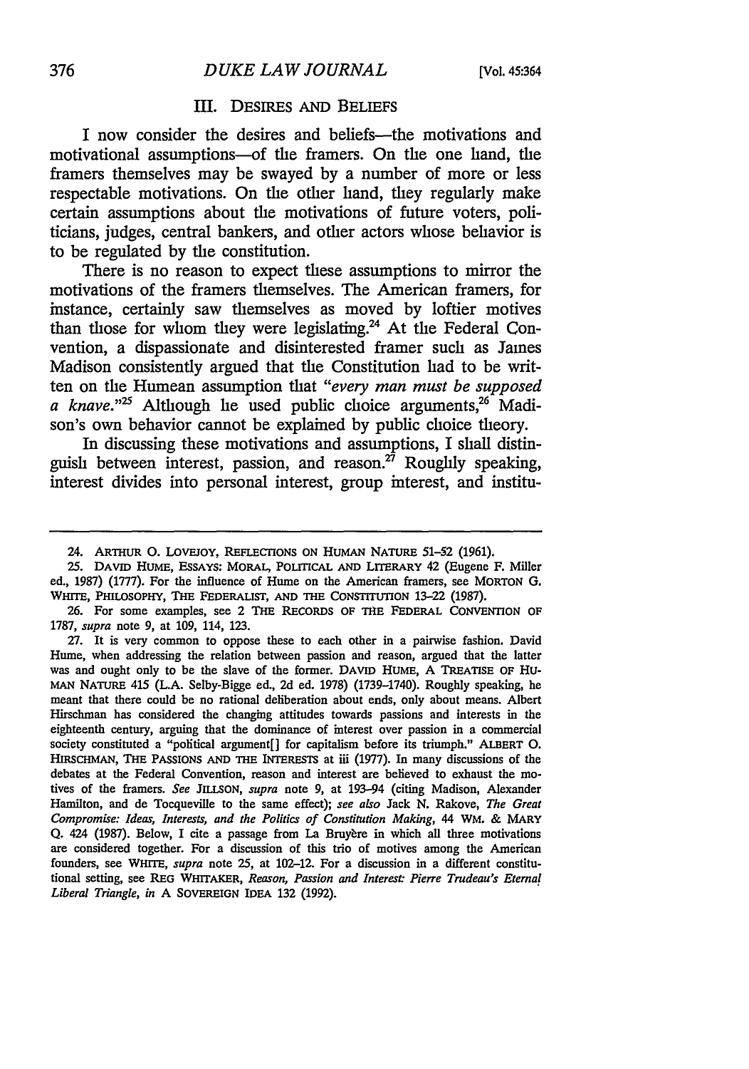## III. DESIRES AND BELIEFS

I now consider the desires and beliefs—the motivations and motivational assumptions—of the framers. On the one hand, the framers themselves may be swayed by a number of more or less respectable motivations. On the other hand, they regularly make certain assumptions about the motivations of future voters, politicians, judges, central bankers, and other actors whose behavior is to be regulated by the constitution.

There is no reason to expect these assumptions to mirror the motivations of the framers themselves. The American framers, for instance, certainly saw themselves as moved by loftier motives than those for whom they were legislating.[24] At the Federal Convention, a dispassionate and disinterested framer such as James Madison consistently argued that the Constitution had to be written on the Humean assumption that *"every man must be supposed a knave."*[25] Although he used public choice arguments,[26] Madison's own behavior cannot be explained by public choice theory.

In discussing these motivations and assumptions, I shall distinguish between interest, passion, and reason.[27] Roughly speaking, interest divides into personal interest, group interest, and institu-

---

24. ARTHUR O. LOVEJOY, REFLECTIONS ON HUMAN NATURE 51–52 (1961).

25. DAVID HUME, ESSAYS: MORAL, POLITICAL AND LITERARY 42 (Eugene F. Miller ed., 1987) (1777). For the influence of Hume on the American framers, see MORTON G. WHITE, PHILOSOPHY, THE FEDERALIST, AND THE CONSTITUTION 13–22 (1987).

26. For some examples, see 2 THE RECORDS OF THE FEDERAL CONVENTION OF 1787, *supra* note 9, at 109, 114, 123.

27. It is very common to oppose these to each other in a pairwise fashion. David Hume, when addressing the relation between passion and reason, argued that the latter was and ought only to be the slave of the former. DAVID HUME, A TREATISE OF HUMAN NATURE 415 (L.A. Selby-Bigge ed., 2d ed. 1978) (1739–1740). Roughly speaking, he meant that there could be no rational deliberation about ends, only about means. Albert Hirschman has considered the changing attitudes towards passions and interests in the eighteenth century, arguing that the dominance of interest over passion in a commercial society constituted a "political argument[] for capitalism before its triumph." ALBERT O. HIRSCHMAN, THE PASSIONS AND THE INTERESTS at iii (1977). In many discussions of the debates at the Federal Convention, reason and interest are believed to exhaust the motives of the framers. *See* JILLSON, *supra* note 9, at 193–94 (citing Madison, Alexander Hamilton, and de Tocqueville to the same effect); *see also* Jack N. Rakove, *The Great Compromise: Ideas, Interests, and the Politics of Constitution Making*, 44 WM. & MARY Q. 424 (1987). Below, I cite a passage from La Bruyère in which all three motivations are considered together. For a discussion of this trio of motives among the American founders, see WHITE, *supra* note 25, at 102–12. For a discussion in a different constitutional setting, see REG WHITAKER, *Reason, Passion and Interest: Pierre Trudeau's Eternal Liberal Triangle*, *in* A SOVEREIGN IDEA 132 (1992).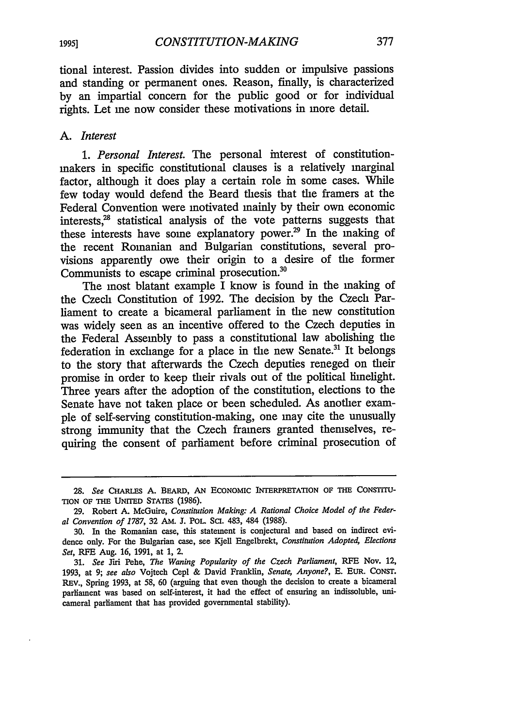tional interest. Passion divides into sudden or impulsive passions and standing or permanent ones. Reason, finally, is characterized by an impartial concern for the public good or for individual rights. Let me now consider these motivations in more detail.

### A. *Interest*

1. *Personal Interest.* The personal interest of constitution-makers in specific constitutional clauses is a relatively marginal factor, although it does play a certain role in some cases. While few today would defend the Beard thesis that the framers at the Federal Convention were motivated mainly by their own economic interests,[28] statistical analysis of the vote patterns suggests that these interests have some explanatory power.[29] In the making of the recent Romanian and Bulgarian constitutions, several provisions apparently owe their origin to a desire of the former Communists to escape criminal prosecution.[30]

The most blatant example I know is found in the making of the Czech Constitution of 1992. The decision by the Czech Parliament to create a bicameral parliament in the new constitution was widely seen as an incentive offered to the Czech deputies in the Federal Assembly to pass a constitutional law abolishing the federation in exchange for a place in the new Senate.[31] It belongs to the story that afterwards the Czech deputies reneged on their promise in order to keep their rivals out of the political limelight. Three years after the adoption of the constitution, elections to the Senate have not taken place or been scheduled. As another example of self-serving constitution-making, one may cite the unusually strong immunity that the Czech framers granted themselves, requiring the consent of parliament before criminal prosecution of

---

28. *See* CHARLES A. BEARD, AN ECONOMIC INTERPRETATION OF THE CONSTITUTION OF THE UNITED STATES (1986).

29. Robert A. McGuire, *Constitution Making: A Rational Choice Model of the Federal Convention of 1787*, 32 AM. J. POL. SCI. 483, 484 (1988).

30. In the Romanian case, this statement is conjectural and based on indirect evidence only. For the Bulgarian case, see Kjell Engelbrekt, *Constitution Adopted, Elections Set*, RFE Aug. 16, 1991, at 1, 2.

31. *See* Jiri Pehe, *The Waning Popularity of the Czech Parliament*, RFE Nov. 12, 1993, at 9; *see also* Vojtech Cepl & David Franklin, *Senate, Anyone?*, E. EUR. CONST. REV., Spring 1993, at 58, 60 (arguing that even though the decision to create a bicameral parliament was based on self-interest, it had the effect of ensuring an indissoluble, unicameral parliament that has provided governmental stability).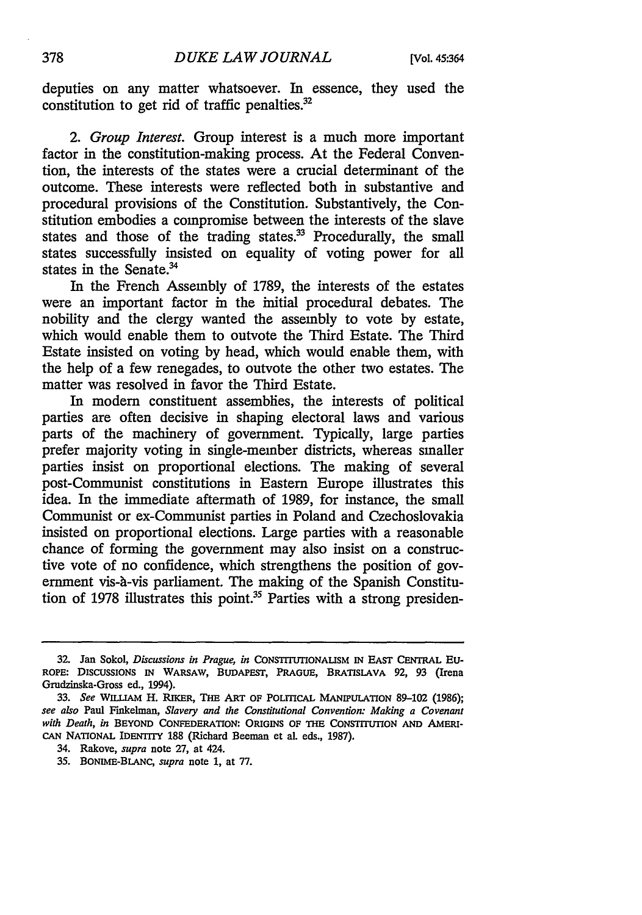deputies on any matter whatsoever. In essence, they used the constitution to get rid of traffic penalties.[32]

2. *Group Interest.* Group interest is a much more important factor in the constitution-making process. At the Federal Convention, the interests of the states were a crucial determinant of the outcome. These interests were reflected both in substantive and procedural provisions of the Constitution. Substantively, the Constitution embodies a compromise between the interests of the slave states and those of the trading states.[33] Procedurally, the small states successfully insisted on equality of voting power for all states in the Senate.[34]

In the French Assembly of 1789, the interests of the estates were an important factor in the initial procedural debates. The nobility and the clergy wanted the assembly to vote by estate, which would enable them to outvote the Third Estate. The Third Estate insisted on voting by head, which would enable them, with the help of a few renegades, to outvote the other two estates. The matter was resolved in favor the Third Estate.

In modern constituent assemblies, the interests of political parties are often decisive in shaping electoral laws and various parts of the machinery of government. Typically, large parties prefer majority voting in single-member districts, whereas smaller parties insist on proportional elections. The making of several post-Communist constitutions in Eastern Europe illustrates this idea. In the immediate aftermath of 1989, for instance, the small Communist or ex-Communist parties in Poland and Czechoslovakia insisted on proportional elections. Large parties with a reasonable chance of forming the government may also insist on a constructive vote of no confidence, which strengthens the position of government vis-à-vis parliament. The making of the Spanish Constitution of 1978 illustrates this point.[35] Parties with a strong presiden-

---

32. Jan Sokol, *Discussions in Prague*, *in* CONSTITUTIONALISM IN EAST CENTRAL EUROPE: DISCUSSIONS IN WARSAW, BUDAPEST, PRAGUE, BRATISLAVA 92, 93 (Irena Grudzinska-Gross ed., 1994).

33. *See* WILLIAM H. RIKER, THE ART OF POLITICAL MANIPULATION 89–102 (1986); *see also* Paul Finkelman, *Slavery and the Constitutional Convention: Making a Covenant with Death*, *in* BEYOND CONFEDERATION: ORIGINS OF THE CONSTITUTION AND AMERICAN NATIONAL IDENTITY 188 (Richard Beeman et al. eds., 1987).

34. Rakove, *supra* note 27, at 424.

35. BONIME-BLANC, *supra* note 1, at 77.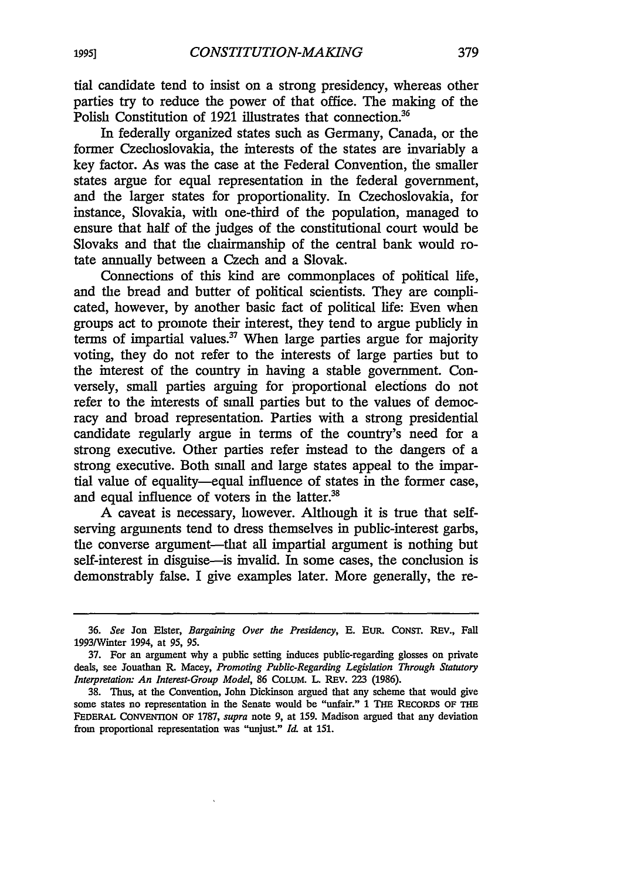tial candidate tend to insist on a strong presidency, whereas other parties try to reduce the power of that office. The making of the Polish Constitution of 1921 illustrates that connection.[36]

In federally organized states such as Germany, Canada, or the former Czechoslovakia, the interests of the states are invariably a key factor. As was the case at the Federal Convention, the smaller states argue for equal representation in the federal government, and the larger states for proportionality. In Czechoslovakia, for instance, Slovakia, with one-third of the population, managed to ensure that half of the judges of the constitutional court would be Slovaks and that the chairmanship of the central bank would rotate annually between a Czech and a Slovak.

Connections of this kind are commonplaces of political life, and the bread and butter of political scientists. They are complicated, however, by another basic fact of political life: Even when groups act to promote their interest, they tend to argue publicly in terms of impartial values.[37] When large parties argue for majority voting, they do not refer to the interests of large parties but to the interest of the country in having a stable government. Conversely, small parties arguing for proportional elections do not refer to the interests of small parties but to the values of democracy and broad representation. Parties with a strong presidential candidate regularly argue in terms of the country's need for a strong executive. Other parties refer instead to the dangers of a strong executive. Both small and large states appeal to the impartial value of equality—equal influence of states in the former case, and equal influence of voters in the latter.[38]

A caveat is necessary, however. Although it is true that self-serving arguments tend to dress themselves in public-interest garbs, the converse argument—that all impartial argument is nothing but self-interest in disguise—is invalid. In some cases, the conclusion is demonstrably false. I give examples later. More generally, the re-

---

36. *See* Jon Elster, *Bargaining Over the Presidency*, E. EUR. CONST. REV., Fall 1993/Winter 1994, at 95, 95.

37. For an argument why a public setting induces public-regarding glosses on private deals, see Jonathan R. Macey, *Promoting Public-Regarding Legislation Through Statutory Interpretation: An Interest-Group Model*, 86 COLUM. L. REV. 223 (1986).

38. Thus, at the Convention, John Dickinson argued that any scheme that would give some states no representation in the Senate would be "unfair." 1 THE RECORDS OF THE FEDERAL CONVENTION OF 1787, *supra* note 9, at 159. Madison argued that any deviation from proportional representation was "unjust." *Id.* at 151.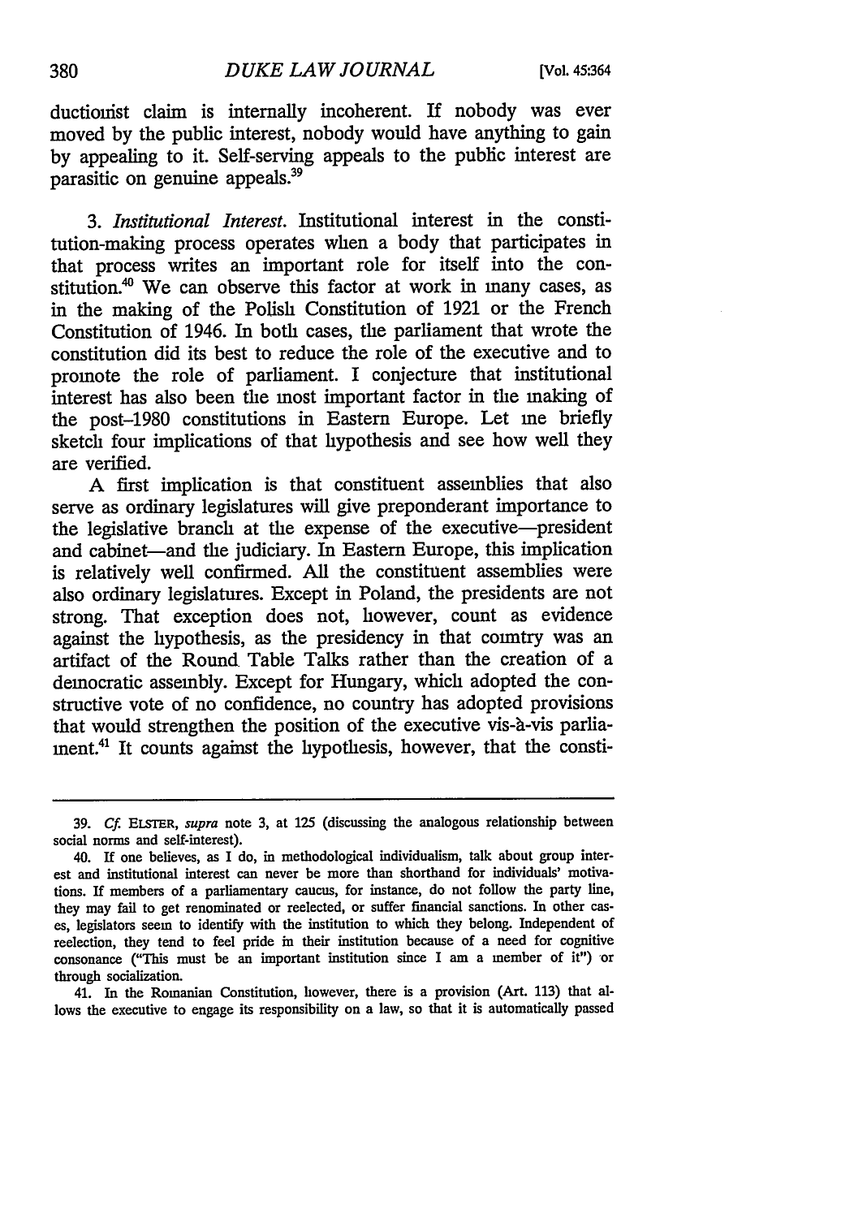ductionist claim is internally incoherent. If nobody was ever moved by the public interest, nobody would have anything to gain by appealing to it. Self-serving appeals to the public interest are parasitic on genuine appeals.[39]

3. *Institutional Interest.* Institutional interest in the constitution-making process operates when a body that participates in that process writes an important role for itself into the constitution.[40] We can observe this factor at work in many cases, as in the making of the Polish Constitution of 1921 or the French Constitution of 1946. In both cases, the parliament that wrote the constitution did its best to reduce the role of the executive and to promote the role of parliament. I conjecture that institutional interest has also been the most important factor in the making of the post–1980 constitutions in Eastern Europe. Let me briefly sketch four implications of that hypothesis and see how well they are verified.

A first implication is that constituent assemblies that also serve as ordinary legislatures will give preponderant importance to the legislative branch at the expense of the executive—president and cabinet—and the judiciary. In Eastern Europe, this implication is relatively well confirmed. All the constituent assemblies were also ordinary legislatures. Except in Poland, the presidents are not strong. That exception does not, however, count as evidence against the hypothesis, as the presidency in that country was an artifact of the Round Table Talks rather than the creation of a democratic assembly. Except for Hungary, which adopted the constructive vote of no confidence, no country has adopted provisions that would strengthen the position of the executive vis-à-vis parliament.[41] It counts against the hypothesis, however, that the consti-

---

39. *Cf.* ELSTER, *supra* note 3, at 125 (discussing the analogous relationship between social norms and self-interest).

40. If one believes, as I do, in methodological individualism, talk about group interest and institutional interest can never be more than shorthand for individuals' motivations. If members of a parliamentary caucus, for instance, do not follow the party line, they may fail to get renominated or reelected, or suffer financial sanctions. In other cases, legislators seem to identify with the institution to which they belong. Independent of reelection, they tend to feel pride in their institution because of a need for cognitive consonance ("This must be an important institution since I am a member of it") or through socialization.

41. In the Romanian Constitution, however, there is a provision (Art. 113) that allows the executive to engage its responsibility on a law, so that it is automatically passed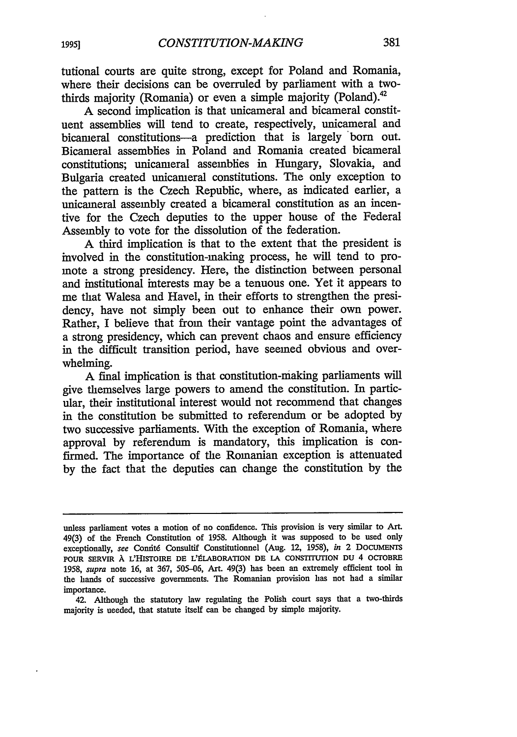tutional courts are quite strong, except for Poland and Romania, where their decisions can be overruled by parliament with a two-thirds majority (Romania) or even a simple majority (Poland).[42]

A second implication is that unicameral and bicameral constituent assemblies will tend to create, respectively, unicameral and bicameral constitutions—a prediction that is largely born out. Bicameral assemblies in Poland and Romania created bicameral constitutions; unicameral assemblies in Hungary, Slovakia, and Bulgaria created unicameral constitutions. The only exception to the pattern is the Czech Republic, where, as indicated earlier, a unicameral assembly created a bicameral constitution as an incentive for the Czech deputies to the upper house of the Federal Assembly to vote for the dissolution of the federation.

A third implication is that to the extent that the president is involved in the constitution-making process, he will tend to promote a strong presidency. Here, the distinction between personal and institutional interests may be a tenuous one. Yet it appears to me that Walesa and Havel, in their efforts to strengthen the presidency, have not simply been out to enhance their own power. Rather, I believe that from their vantage point the advantages of a strong presidency, which can prevent chaos and ensure efficiency in the difficult transition period, have seemed obvious and overwhelming.

A final implication is that constitution-making parliaments will give themselves large powers to amend the constitution. In particular, their institutional interest would not recommend that changes in the constitution be submitted to referendum or be adopted by two successive parliaments. With the exception of Romania, where approval by referendum is mandatory, this implication is confirmed. The importance of the Romanian exception is attenuated by the fact that the deputies can change the constitution by the

---

unless parliament votes a motion of no confidence. This provision is very similar to Art. 49(3) of the French Constitution of 1958. Although it was supposed to be used only exceptionally, *see* Comité Consultif Constitutionnel (Aug. 12, 1958), *in* 2 DOCUMENTS POUR SERVIR À L'HISTOIRE DE L'ÉLABORATION DE LA CONSTITUTION DU 4 OCTOBRE 1958, *supra* note 16, at 367, 505–06, Art. 49(3) has been an extremely efficient tool in the hands of successive governments. The Romanian provision has not had a similar importance.

42. Although the statutory law regulating the Polish court says that a two-thirds majority is needed, that statute itself can be changed by simple majority.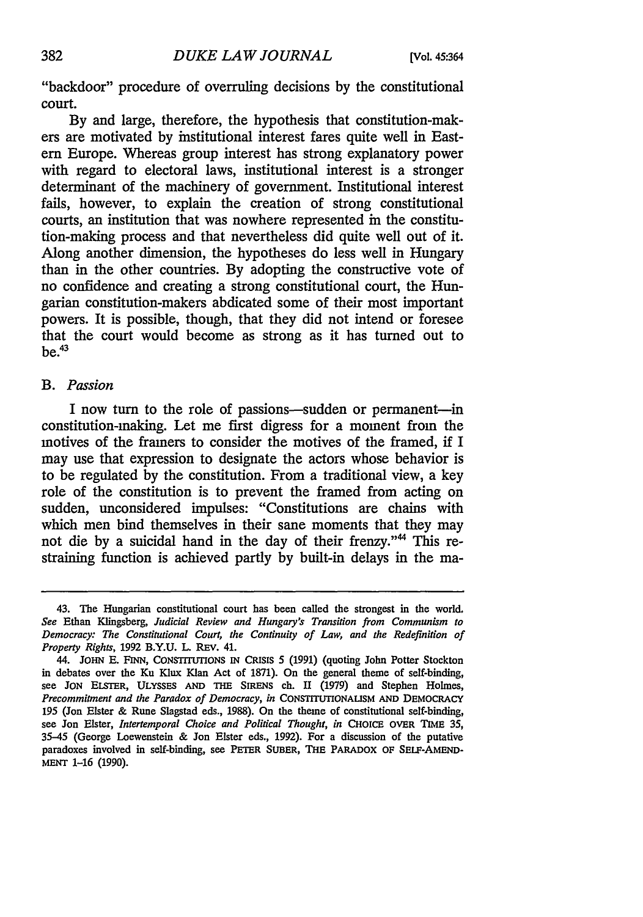"backdoor" procedure of overruling decisions by the constitutional court.

By and large, therefore, the hypothesis that constitution-makers are motivated by institutional interest fares quite well in Eastern Europe. Whereas group interest has strong explanatory power with regard to electoral laws, institutional interest is a stronger determinant of the machinery of government. Institutional interest fails, however, to explain the creation of strong constitutional courts, an institution that was nowhere represented in the constitution-making process and that nevertheless did quite well out of it. Along another dimension, the hypotheses do less well in Hungary than in the other countries. By adopting the constructive vote of no confidence and creating a strong constitutional court, the Hungarian constitution-makers abdicated some of their most important powers. It is possible, though, that they did not intend or foresee that the court would become as strong as it has turned out to be.[43]

### B. *Passion*

I now turn to the role of passions—sudden or permanent—in constitution-making. Let me first digress for a moment from the motives of the framers to consider the motives of the framed, if I may use that expression to designate the actors whose behavior is to be regulated by the constitution. From a traditional view, a key role of the constitution is to prevent the framed from acting on sudden, unconsidered impulses: "Constitutions are chains with which men bind themselves in their sane moments that they may not die by a suicidal hand in the day of their frenzy."[44] This restraining function is achieved partly by built-in delays in the ma-

---

43. The Hungarian constitutional court has been called the strongest in the world. *See* Ethan Klingsberg, *Judicial Review and Hungary's Transition from Communism to Democracy: The Constitutional Court, the Continuity of Law, and the Redefinition of Property Rights*, 1992 B.Y.U. L. REV. 41.

44. JOHN E. FINN, CONSTITUTIONS IN CRISIS 5 (1991) (quoting John Potter Stockton in debates over the Ku Klux Klan Act of 1871). On the general theme of self-binding, see JON ELSTER, ULYSSES AND THE SIRENS ch. II (1979) and Stephen Holmes, *Precommitment and the Paradox of Democracy*, *in* CONSTITUTIONALISM AND DEMOCRACY 195 (Jon Elster & Rune Slagstad eds., 1988). On the theme of constitutional self-binding, see Jon Elster, *Intertemporal Choice and Political Thought*, *in* CHOICE OVER TIME 35, 35–45 (George Loewenstein & Jon Elster eds., 1992). For a discussion of the putative paradoxes involved in self-binding, see PETER SUBER, THE PARADOX OF SELF-AMENDMENT 1–16 (1990).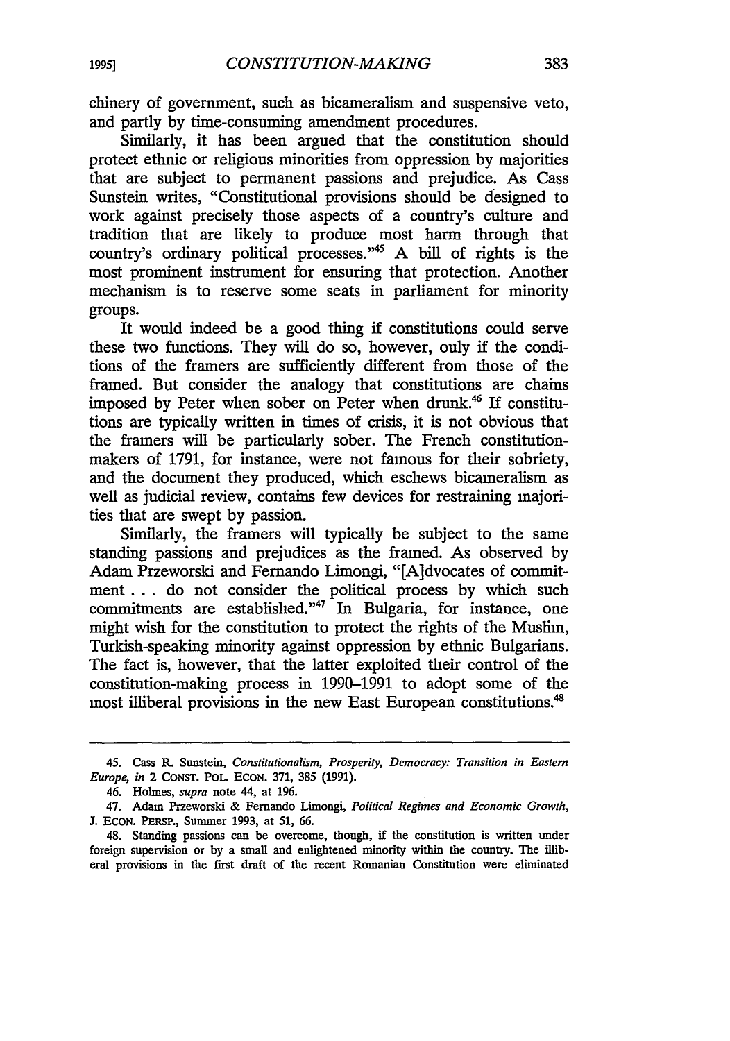chinery of government, such as bicameralism and suspensive veto, and partly by time-consuming amendment procedures.

Similarly, it has been argued that the constitution should protect ethnic or religious minorities from oppression by majorities that are subject to permanent passions and prejudice. As Cass Sunstein writes, "Constitutional provisions should be designed to work against precisely those aspects of a country's culture and tradition that are likely to produce most harm through that country's ordinary political processes."[45] A bill of rights is the most prominent instrument for ensuring that protection. Another mechanism is to reserve some seats in parliament for minority groups.

It would indeed be a good thing if constitutions could serve these two functions. They will do so, however, only if the conditions of the framers are sufficiently different from those of the framed. But consider the analogy that constitutions are chains imposed by Peter when sober on Peter when drunk.[46] If constitutions are typically written in times of crisis, it is not obvious that the framers will be particularly sober. The French constitution-makers of 1791, for instance, were not famous for their sobriety, and the document they produced, which eschews bicameralism as well as judicial review, contains few devices for restraining majorities that are swept by passion.

Similarly, the framers will typically be subject to the same standing passions and prejudices as the framed. As observed by Adam Przeworski and Fernando Limongi, "[A]dvocates of commitment . . . do not consider the political process by which such commitments are established."[47] In Bulgaria, for instance, one might wish for the constitution to protect the rights of the Muslim, Turkish-speaking minority against oppression by ethnic Bulgarians. The fact is, however, that the latter exploited their control of the constitution-making process in 1990–1991 to adopt some of the most illiberal provisions in the new East European constitutions.[48]

---

45. Cass R. Sunstein, *Constitutionalism, Prosperity, Democracy: Transition in Eastern Europe*, *in* 2 CONST. POL. ECON. 371, 385 (1991).

46. Holmes, *supra* note 44, at 196.

47. Adam Przeworski & Fernando Limongi, *Political Regimes and Economic Growth*, J. ECON. PERSP., Summer 1993, at 51, 66.

48. Standing passions can be overcome, though, if the constitution is written under foreign supervision or by a small and enlightened minority within the country. The illiberal provisions in the first draft of the recent Romanian Constitution were eliminated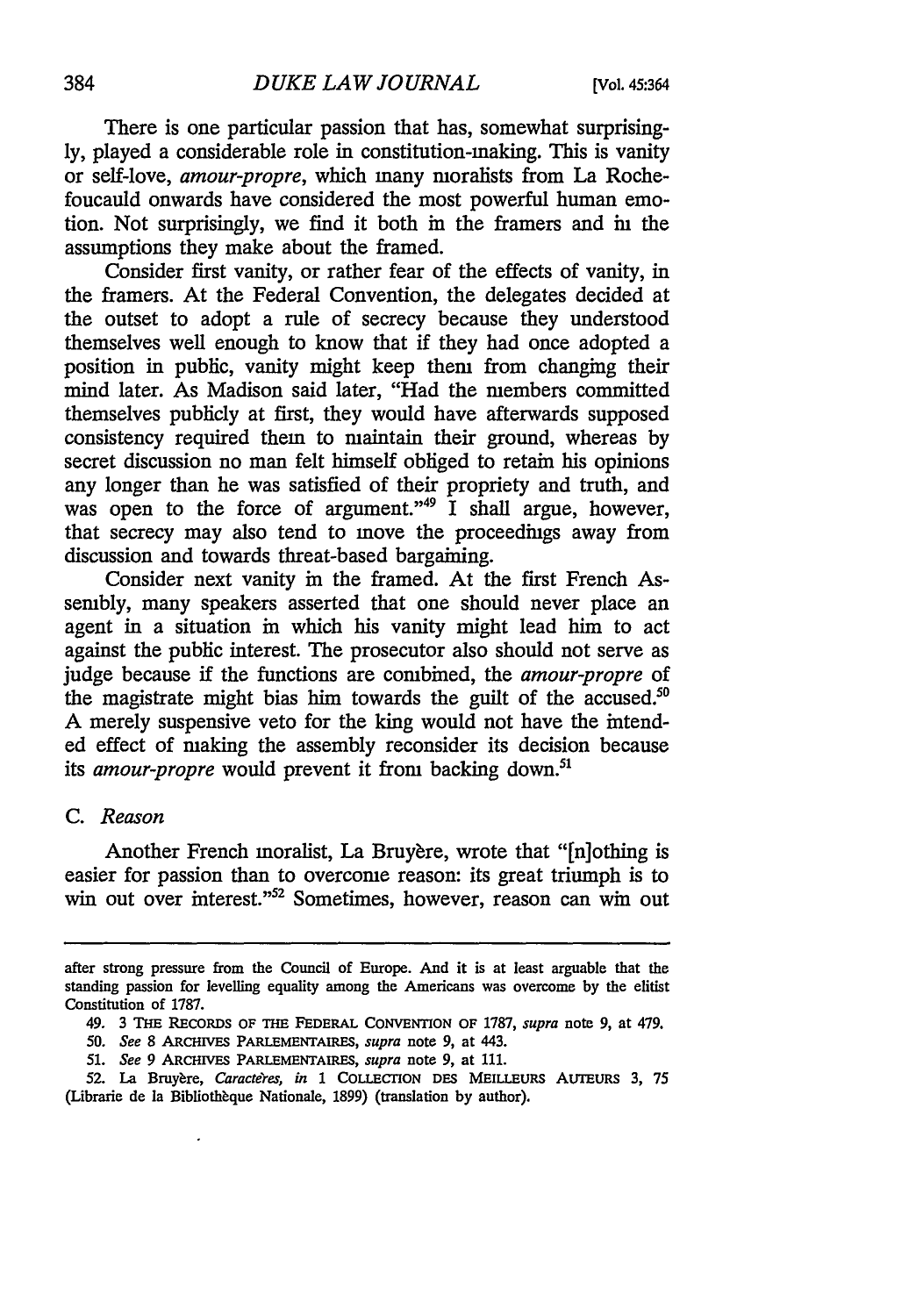There is one particular passion that has, somewhat surprisingly, played a considerable role in constitution-making. This is vanity or self-love, *amour-propre*, which many moralists from La Rochefoucauld onwards have considered the most powerful human emotion. Not surprisingly, we find it both in the framers and in the assumptions they make about the framed.

Consider first vanity, or rather fear of the effects of vanity, in the framers. At the Federal Convention, the delegates decided at the outset to adopt a rule of secrecy because they understood themselves well enough to know that if they had once adopted a position in public, vanity might keep them from changing their mind later. As Madison said later, "Had the members committed themselves publicly at first, they would have afterwards supposed consistency required them to maintain their ground, whereas by secret discussion no man felt himself obliged to retain his opinions any longer than he was satisfied of their propriety and truth, and was open to the force of argument."[49] I shall argue, however, that secrecy may also tend to move the proceedings away from discussion and towards threat-based bargaining.

Consider next vanity in the framed. At the first French Assembly, many speakers asserted that one should never place an agent in a situation in which his vanity might lead him to act against the public interest. The prosecutor also should not serve as judge because if the functions are combined, the *amour-propre* of the magistrate might bias him towards the guilt of the accused.[50] A merely suspensive veto for the king would not have the intended effect of making the assembly reconsider its decision because its *amour-propre* would prevent it from backing down.[51]

### C. *Reason*

Another French moralist, La Bruyère, wrote that "[n]othing is easier for passion than to overcome reason: its great triumph is to win out over interest."[52] Sometimes, however, reason can win out

---

after strong pressure from the Council of Europe. And it is at least arguable that the standing passion for levelling equality among the Americans was overcome by the elitist Constitution of 1787.

49. 3 THE RECORDS OF THE FEDERAL CONVENTION OF 1787, *supra* note 9, at 479.

50. *See* 8 ARCHIVES PARLEMENTAIRES, *supra* note 9, at 443.

51. *See* 9 ARCHIVES PARLEMENTAIRES, *supra* note 9, at 111.

52. La Bruyère, *Caractères*, *in* 1 COLLECTION DES MEILLEURS AUTEURS 3, 75 (Librarie de la Bibliothèque Nationale, 1899) (translation by author).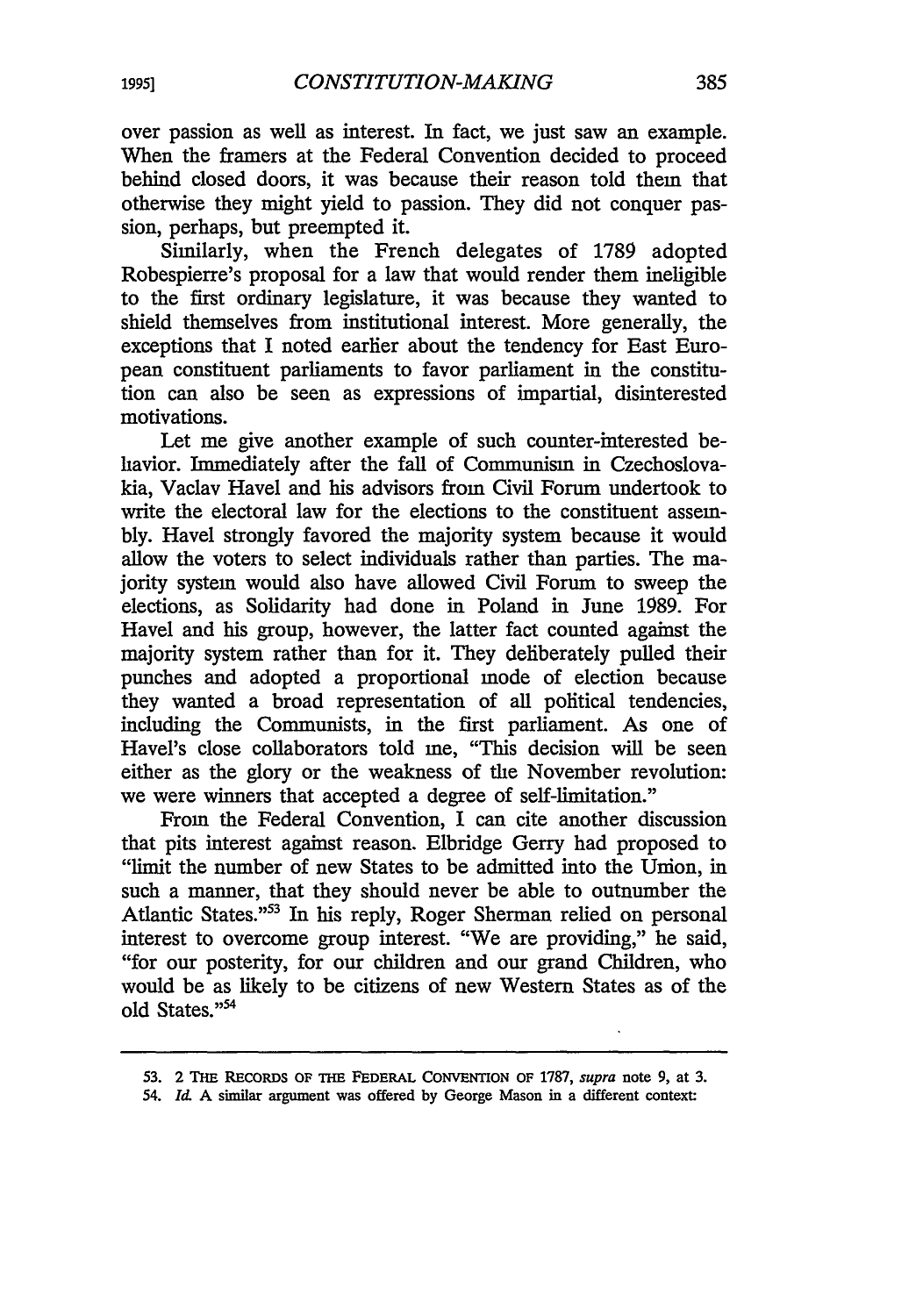over passion as well as interest. In fact, we just saw an example. When the framers at the Federal Convention decided to proceed behind closed doors, it was because their reason told them that otherwise they might yield to passion. They did not conquer passion, perhaps, but preempted it.

Similarly, when the French delegates of 1789 adopted Robespierre's proposal for a law that would render them ineligible to the first ordinary legislature, it was because they wanted to shield themselves from institutional interest. More generally, the exceptions that I noted earlier about the tendency for East European constituent parliaments to favor parliament in the constitution can also be seen as expressions of impartial, disinterested motivations.

Let me give another example of such counter-interested behavior. Immediately after the fall of Communism in Czechoslovakia, Vaclav Havel and his advisors from Civil Forum undertook to write the electoral law for the elections to the constituent assembly. Havel strongly favored the majority system because it would allow the voters to select individuals rather than parties. The majority system would also have allowed Civil Forum to sweep the elections, as Solidarity had done in Poland in June 1989. For Havel and his group, however, the latter fact counted against the majority system rather than for it. They deliberately pulled their punches and adopted a proportional mode of election because they wanted a broad representation of all political tendencies, including the Communists, in the first parliament. As one of Havel's close collaborators told me, "This decision will be seen either as the glory or the weakness of the November revolution: we were winners that accepted a degree of self-limitation."

From the Federal Convention, I can cite another discussion that pits interest against reason. Elbridge Gerry had proposed to "limit the number of new States to be admitted into the Union, in such a manner, that they should never be able to outnumber the Atlantic States."[53] In his reply, Roger Sherman relied on personal interest to overcome group interest. "We are providing," he said, "for our posterity, for our children and our grand Children, who would be as likely to be citizens of new Western States as of the old States."[54]

---

53. 2 THE RECORDS OF THE FEDERAL CONVENTION OF 1787, *supra* note 9, at 3.

54. *Id.* A similar argument was offered by George Mason in a different context: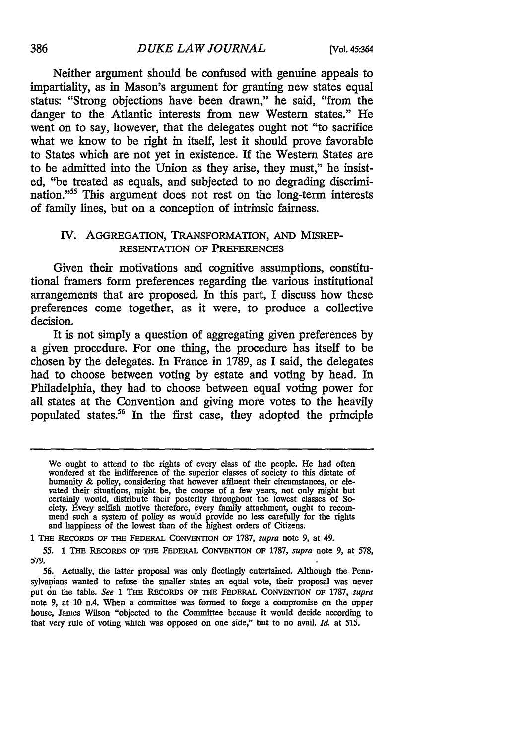Neither argument should be confused with genuine appeals to impartiality, as in Mason's argument for granting new states equal status: "Strong objections have been drawn," he said, "from the danger to the Atlantic interests from new Western states." He went on to say, however, that the delegates ought not "to sacrifice what we know to be right in itself, lest it should prove favorable to States which are not yet in existence. If the Western States are to be admitted into the Union as they arise, they must," he insisted, "be treated as equals, and subjected to no degrading discrimination."[55] This argument does not rest on the long-term interests of family lines, but on a conception of intrinsic fairness.

## IV. AGGREGATION, TRANSFORMATION, AND MISREPRESENTATION OF PREFERENCES

Given their motivations and cognitive assumptions, constitutional framers form preferences regarding the various institutional arrangements that are proposed. In this part, I discuss how these preferences come together, as it were, to produce a collective decision.

It is not simply a question of aggregating given preferences by a given procedure. For one thing, the procedure has itself to be chosen by the delegates. In France in 1789, as I said, the delegates had to choose between voting by estate and voting by head. In Philadelphia, they had to choose between equal voting power for all states at the Convention and giving more votes to the heavily populated states.[56] In the first case, they adopted the principle

---

We ought to attend to the rights of every class of the people. He had often wondered at the indifference of the superior classes of society to this dictate of humanity & policy, considering that however affluent their circumstances, or elevated their situations, might be, the course of a few years, not only might but certainly would, distribute their posterity throughout the lowest classes of Society. Every selfish motive therefore, every family attachment, ought to recommend such a system of policy as would provide no less carefully for the rights and happiness of the lowest than of the highest orders of Citizens.

1 THE RECORDS OF THE FEDERAL CONVENTION OF 1787, *supra* note 9, at 49.

55. 1 THE RECORDS OF THE FEDERAL CONVENTION OF 1787, *supra* note 9, at 578, 579.

56. Actually, the latter proposal was only fleetingly entertained. Although the Pennsylvanians wanted to refuse the smaller states an equal vote, their proposal was never put on the table. *See* 1 THE RECORDS OF THE FEDERAL CONVENTION OF 1787, *supra* note 9, at 10 n.4. When a committee was formed to forge a compromise on the upper house, James Wilson "objected to the Committee because it would decide according to that very rule of voting which was opposed on one side," but to no avail. *Id.* at 515.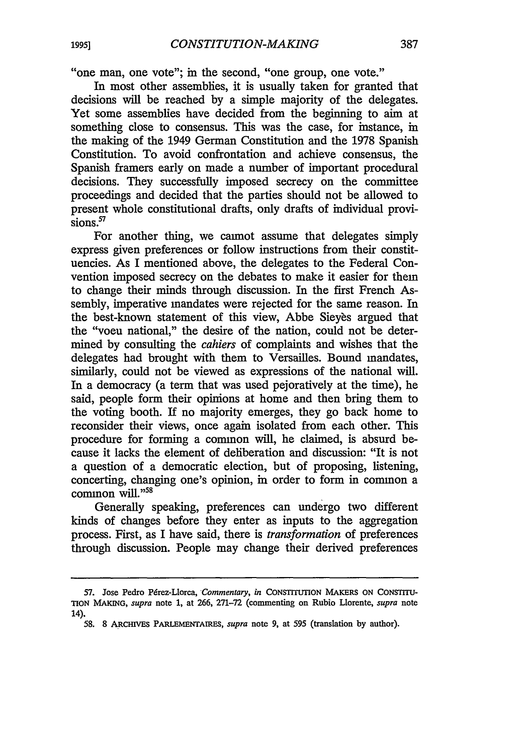"one man, one vote"; in the second, "one group, one vote."

In most other assemblies, it is usually taken for granted that decisions will be reached by a simple majority of the delegates. Yet some assemblies have decided from the beginning to aim at something close to consensus. This was the case, for instance, in the making of the 1949 German Constitution and the 1978 Spanish Constitution. To avoid confrontation and achieve consensus, the Spanish framers early on made a number of important procedural decisions. They successfully imposed secrecy on the committee proceedings and decided that the parties should not be allowed to present whole constitutional drafts, only drafts of individual provisions.[57]

For another thing, we cannot assume that delegates simply express given preferences or follow instructions from their constituencies. As I mentioned above, the delegates to the Federal Convention imposed secrecy on the debates to make it easier for them to change their minds through discussion. In the first French Assembly, imperative mandates were rejected for the same reason. In the best-known statement of this view, Abbe Sieyès argued that the "voeu national," the desire of the nation, could not be determined by consulting the *cahiers* of complaints and wishes that the delegates had brought with them to Versailles. Bound mandates, similarly, could not be viewed as expressions of the national will. In a democracy (a term that was used pejoratively at the time), he said, people form their opinions at home and then bring them to the voting booth. If no majority emerges, they go back home to reconsider their views, once again isolated from each other. This procedure for forming a common will, he claimed, is absurd because it lacks the element of deliberation and discussion: "It is not a question of a democratic election, but of proposing, listening, concerting, changing one's opinion, in order to form in common a common will."[58]

Generally speaking, preferences can undergo two different kinds of changes before they enter as inputs to the aggregation process. First, as I have said, there is *transformation* of preferences through discussion. People may change their derived preferences

---

57. Jose Pedro Pérez-Llorca, *Commentary*, *in* CONSTITUTION MAKERS ON CONSTITUTION MAKING, *supra* note 1, at 266, 271–72 (commenting on Rubio Llorente, *supra* note 14).

58. 8 ARCHIVES PARLEMENTAIRES, *supra* note 9, at 595 (translation by author).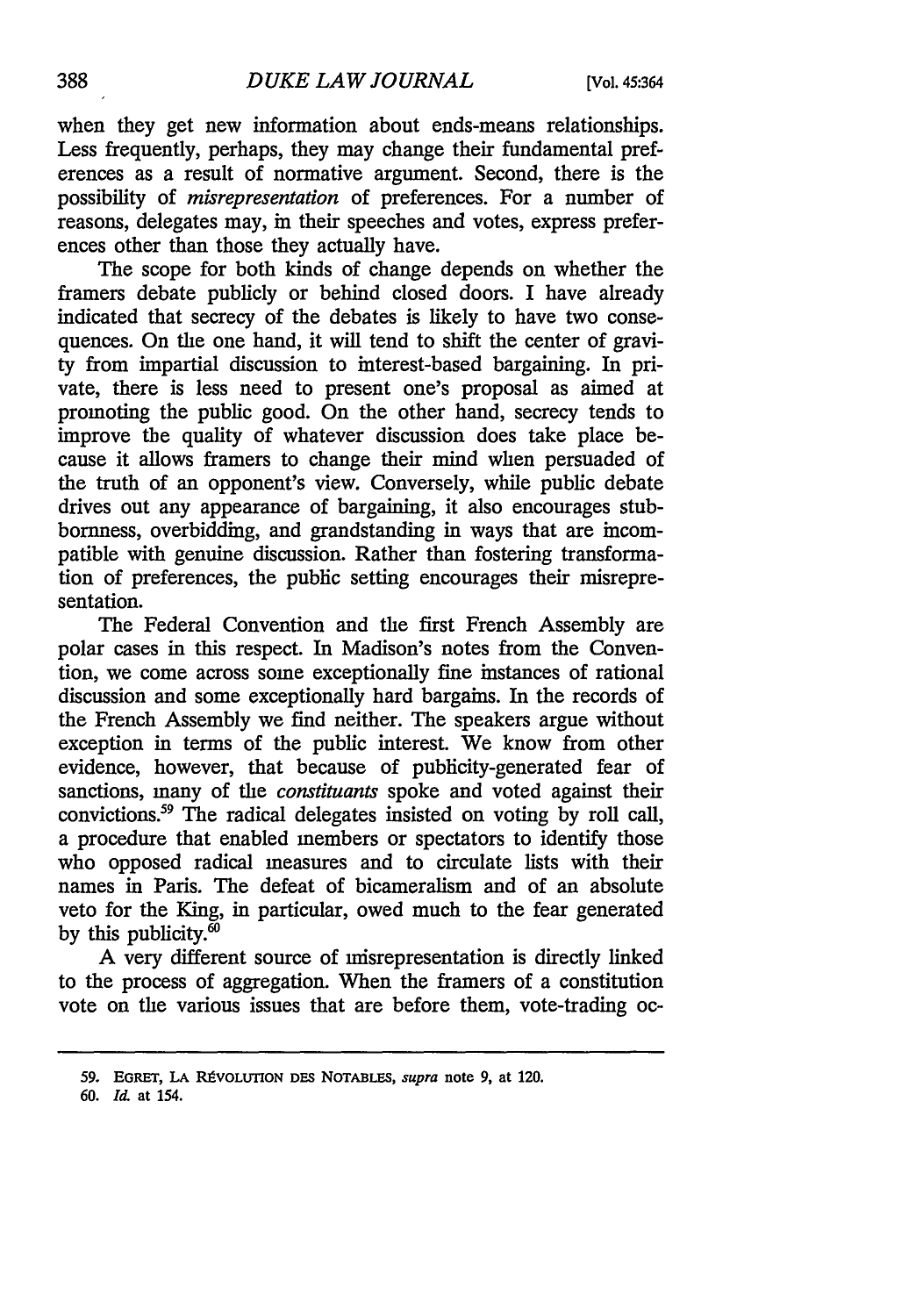when they get new information about ends-means relationships. Less frequently, perhaps, they may change their fundamental preferences as a result of normative argument. Second, there is the possibility of *misrepresentation* of preferences. For a number of reasons, delegates may, in their speeches and votes, express preferences other than those they actually have.

The scope for both kinds of change depends on whether the framers debate publicly or behind closed doors. I have already indicated that secrecy of the debates is likely to have two consequences. On the one hand, it will tend to shift the center of gravity from impartial discussion to interest-based bargaining. In private, there is less need to present one's proposal as aimed at promoting the public good. On the other hand, secrecy tends to improve the quality of whatever discussion does take place because it allows framers to change their mind when persuaded of the truth of an opponent's view. Conversely, while public debate drives out any appearance of bargaining, it also encourages stubbornness, overbidding, and grandstanding in ways that are incompatible with genuine discussion. Rather than fostering transformation of preferences, the public setting encourages their misrepresentation.

The Federal Convention and the first French Assembly are polar cases in this respect. In Madison's notes from the Convention, we come across some exceptionally fine instances of rational discussion and some exceptionally hard bargains. In the records of the French Assembly we find neither. The speakers argue without exception in terms of the public interest. We know from other evidence, however, that because of publicity-generated fear of sanctions, many of the *constituants* spoke and voted against their convictions.[59] The radical delegates insisted on voting by roll call, a procedure that enabled members or spectators to identify those who opposed radical measures and to circulate lists with their names in Paris. The defeat of bicameralism and of an absolute veto for the King, in particular, owed much to the fear generated by this publicity.[60]

A very different source of misrepresentation is directly linked to the process of aggregation. When the framers of a constitution vote on the various issues that are before them, vote-trading oc-

---

59. EGRET, LA RÉVOLUTION DES NOTABLES, *supra* note 9, at 120.

60. *Id.* at 154.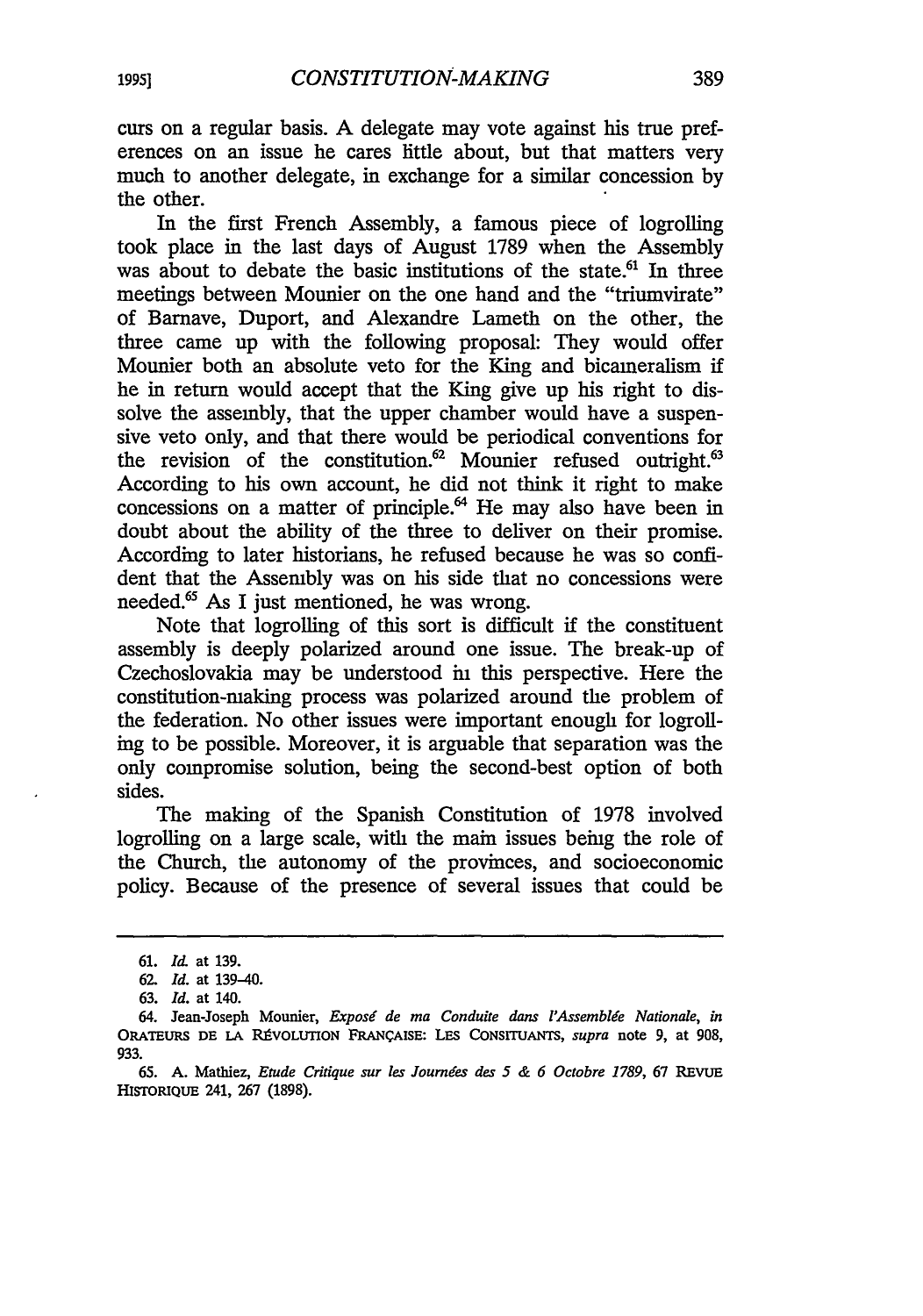curs on a regular basis. A delegate may vote against his true preferences on an issue he cares little about, but that matters very much to another delegate, in exchange for a similar concession by the other.

In the first French Assembly, a famous piece of logrolling took place in the last days of August 1789 when the Assembly was about to debate the basic institutions of the state.[61] In three meetings between Mounier on the one hand and the "triumvirate" of Barnave, Duport, and Alexandre Lameth on the other, the three came up with the following proposal: They would offer Mounier both an absolute veto for the King and bicameralism if he in return would accept that the King give up his right to dissolve the assembly, that the upper chamber would have a suspensive veto only, and that there would be periodical conventions for the revision of the constitution.[62] Mounier refused outright.[63] According to his own account, he did not think it right to make concessions on a matter of principle.[64] He may also have been in doubt about the ability of the three to deliver on their promise. According to later historians, he refused because he was so confident that the Assembly was on his side that no concessions were needed.[65] As I just mentioned, he was wrong.

Note that logrolling of this sort is difficult if the constituent assembly is deeply polarized around one issue. The break-up of Czechoslovakia may be understood in this perspective. Here the constitution-making process was polarized around the problem of the federation. No other issues were important enough for logrolling to be possible. Moreover, it is arguable that separation was the only compromise solution, being the second-best option of both sides.

The making of the Spanish Constitution of 1978 involved logrolling on a large scale, with the main issues being the role of the Church, the autonomy of the provinces, and socioeconomic policy. Because of the presence of several issues that could be

---

61. *Id.* at 139.

62. *Id.* at 139–40.

63. *Id.* at 140.

64. Jean-Joseph Mounier, *Exposé de ma Conduite dans l'Assemblée Nationale*, *in* ORATEURS DE LA RÉVOLUTION FRANÇAISE: LES CONSITUANTS, *supra* note 9, at 908, 933.

65. A. Mathiez, *Etude Critique sur les Journées des 5 & 6 Octobre 1789*, 67 REVUE HISTORIQUE 241, 267 (1898).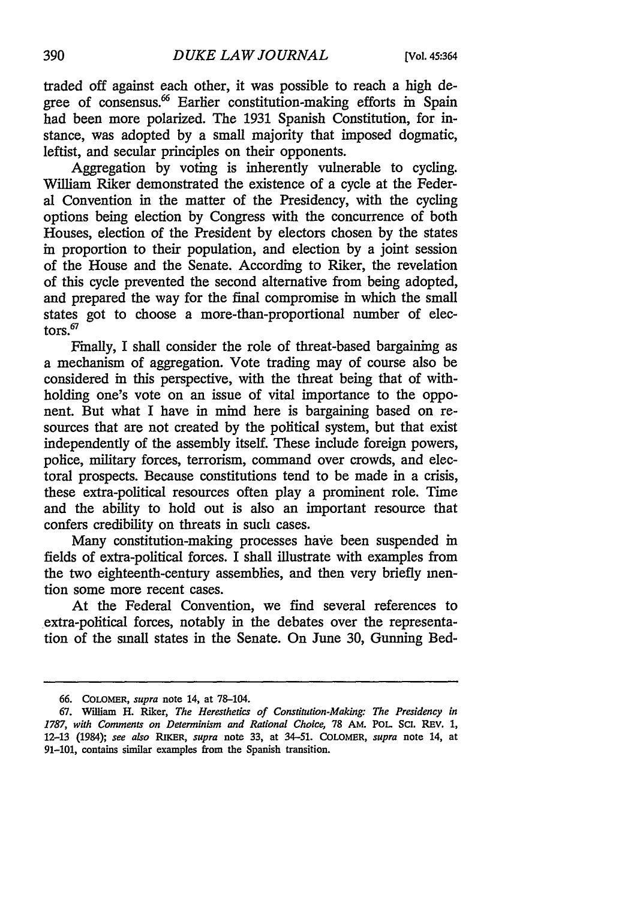traded off against each other, it was possible to reach a high degree of consensus.[66] Earlier constitution-making efforts in Spain had been more polarized. The 1931 Spanish Constitution, for instance, was adopted by a small majority that imposed dogmatic, leftist, and secular principles on their opponents.

Aggregation by voting is inherently vulnerable to cycling. William Riker demonstrated the existence of a cycle at the Federal Convention in the matter of the Presidency, with the cycling options being election by Congress with the concurrence of both Houses, election of the President by electors chosen by the states in proportion to their population, and election by a joint session of the House and the Senate. According to Riker, the revelation of this cycle prevented the second alternative from being adopted, and prepared the way for the final compromise in which the small states got to choose a more-than-proportional number of electors.[67]

Finally, I shall consider the role of threat-based bargaining as a mechanism of aggregation. Vote trading may of course also be considered in this perspective, with the threat being that of withholding one's vote on an issue of vital importance to the opponent. But what I have in mind here is bargaining based on resources that are not created by the political system, but that exist independently of the assembly itself. These include foreign powers, police, military forces, terrorism, command over crowds, and electoral prospects. Because constitutions tend to be made in a crisis, these extra-political resources often play a prominent role. Time and the ability to hold out is also an important resource that confers credibility on threats in such cases.

Many constitution-making processes have been suspended in fields of extra-political forces. I shall illustrate with examples from the two eighteenth-century assemblies, and then very briefly mention some more recent cases.

At the Federal Convention, we find several references to extra-political forces, notably in the debates over the representation of the small states in the Senate. On June 30, Gunning Bed-

---

66. COLOMER, *supra* note 14, at 78–104.

67. William H. Riker, *The Heresthetics of Constitution-Making: The Presidency in 1787, with Comments on Determinism and Rational Choice*, 78 AM. POL. SCI. REV. 1, 12–13 (1984); *see also* RIKER, *supra* note 33, at 34–51. COLOMER, *supra* note 14, at 91–101, contains similar examples from the Spanish transition.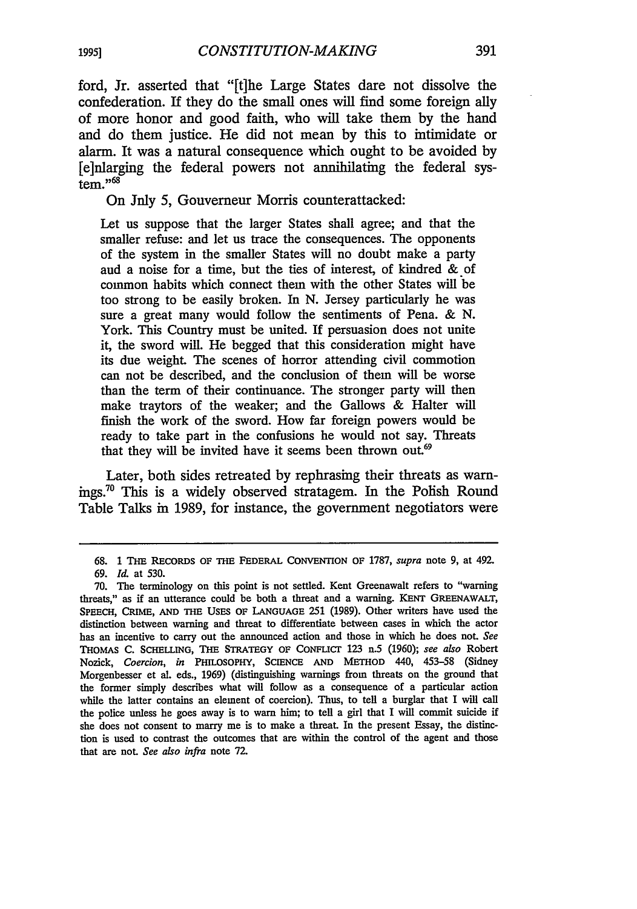ford, Jr. asserted that "[t]he Large States dare not dissolve the confederation. If they do the small ones will find some foreign ally of more honor and good faith, who will take them by the hand and do them justice. He did not mean by this to intimidate or alarm. It was a natural consequence which ought to be avoided by [e]nlarging the federal powers not annihilating the federal system."[68]

On Jnly 5, Gouverneur Morris counterattacked:

> Let us suppose that the larger States shall agree; and that the smaller refuse: and let us trace the consequences. The opponents of the system in the smaller States will no doubt make a party aud a noise for a time, but the ties of interest, of kindred & of common habits which connect them with the other States will be too strong to be easily broken. In N. Jersey particularly he was sure a great many would follow the sentiments of Pena. & N. York. This Country must be united. If persuasion does not unite it, the sword will. He begged that this consideration might have its due weight. The scenes of horror attending civil commotion can not be described, and the conclusion of them will be worse than the term of their continuance. The stronger party will then make traytors of the weaker; and the Gallows & Halter will finish the work of the sword. How far foreign powers would be ready to take part in the confusions he would not say. Threats that they will be invited have it seems been thrown out.[69]

Later, both sides retreated by rephrasing their threats as warnings.[70] This is a widely observed stratagem. In the Polish Round Table Talks in 1989, for instance, the government negotiators were

---

68. 1 THE RECORDS OF THE FEDERAL CONVENTION OF 1787, *supra* note 9, at 492.

69. *Id.* at 530.

70. The terminology on this point is not settled. Kent Greenawalt refers to "warning threats," as if an utterance could be both a threat and a warning. KENT GREENAWALT, SPEECH, CRIME, AND THE USES OF LANGUAGE 251 (1989). Other writers have used the distinction between warning and threat to differentiate between cases in which the actor has an incentive to carry out the announced action and those in which he does not. *See* THOMAS C. SCHELLING, THE STRATEGY OF CONFLICT 123 n.5 (1960); *see also* Robert Nozick, *Coercion*, *in* PHILOSOPHY, SCIENCE AND METHOD 440, 453–58 (Sidney Morgenbesser et al. eds., 1969) (distinguishing warnings from threats on the ground that the former simply describes what will follow as a consequence of a particular action while the latter contains an element of coercion). Thus, to tell a burglar that I will call the police unless he goes away is to warn him; to tell a girl that I will commit suicide if she does not consent to marry me is to make a threat. In the present Essay, the distinction is used to contrast the outcomes that are within the control of the agent and those that are not. *See also infra* note 72.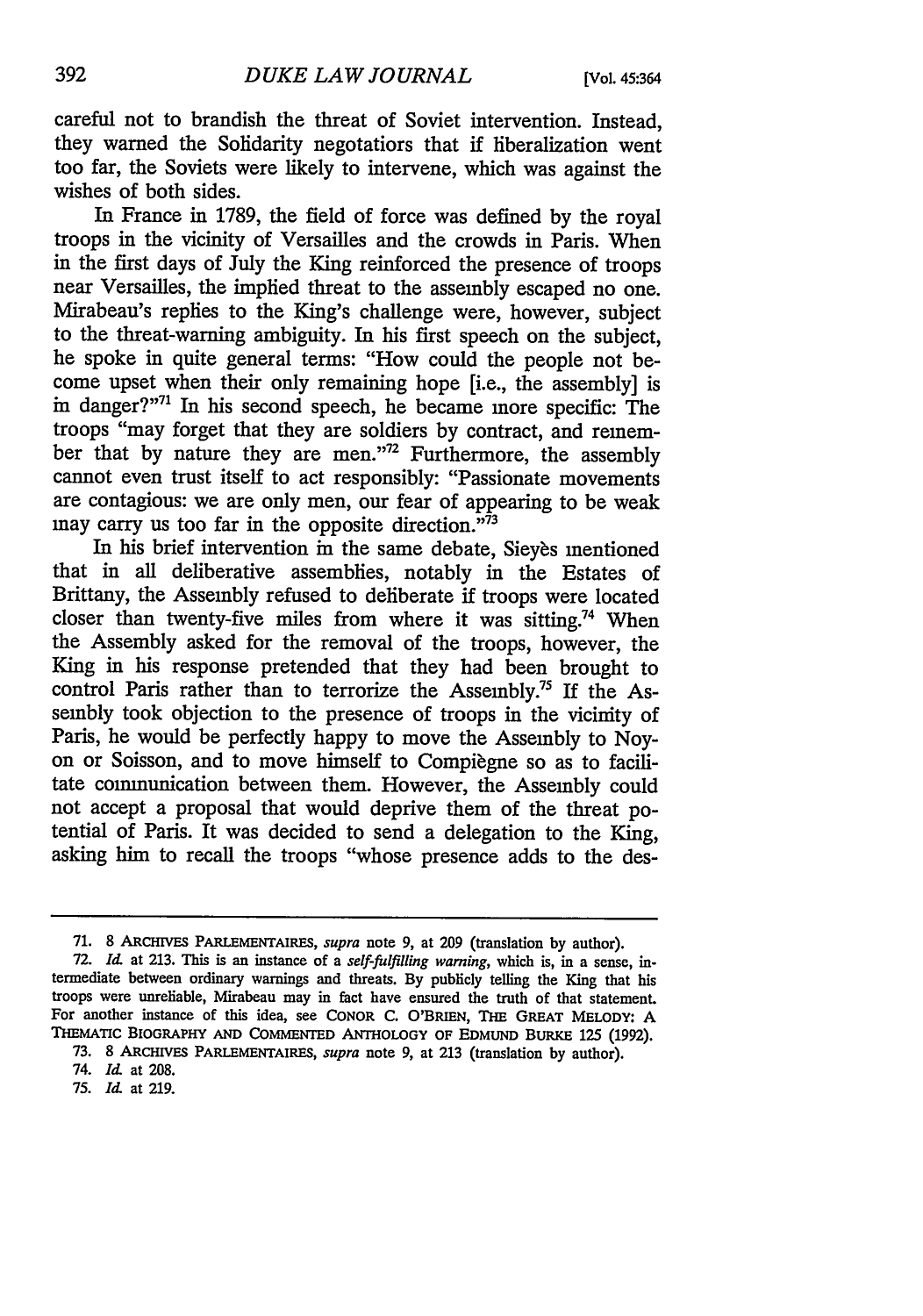careful not to brandish the threat of Soviet intervention. Instead, they warned the Solidarity negotiators that if liberalization went too far, the Soviets were likely to intervene, which was against the wishes of both sides.

In France in 1789, the field of force was defined by the royal troops in the vicinity of Versailles and the crowds in Paris. When in the first days of July the King reinforced the presence of troops near Versailles, the implied threat to the assembly escaped no one. Mirabeau's replies to the King's challenge were, however, subject to the threat-warning ambiguity. In his first speech on the subject, he spoke in quite general terms: "How could the people not become upset when their only remaining hope [i.e., the assembly] is in danger?"[71] In his second speech, he became more specific: The troops "may forget that they are soldiers by contract, and remember that by nature they are men."[72] Furthermore, the assembly cannot even trust itself to act responsibly: "Passionate movements are contagious: we are only men, our fear of appearing to be weak may carry us too far in the opposite direction."[73]

In his brief intervention in the same debate, Sieyès mentioned that in all deliberative assemblies, notably in the Estates of Brittany, the Assembly refused to deliberate if troops were located closer than twenty-five miles from where it was sitting.[74] When the Assembly asked for the removal of the troops, however, the King in his response pretended that they had been brought to control Paris rather than to terrorize the Assembly.[75] If the Assembly took objection to the presence of troops in the vicinity of Paris, he would be perfectly happy to move the Assembly to Noyon or Soisson, and to move himself to Compiègne so as to facilitate communication between them. However, the Assembly could not accept a proposal that would deprive them of the threat potential of Paris. It was decided to send a delegation to the King, asking him to recall the troops "whose presence adds to the des-

---

71. 8 ARCHIVES PARLEMENTAIRES, *supra* note 9, at 209 (translation by author).

72. *Id.* at 213. This is an instance of a *self-fulfilling warning*, which is, in a sense, intermediate between ordinary warnings and threats. By publicly telling the King that his troops were unreliable, Mirabeau may in fact have ensured the truth of that statement. For another instance of this idea, see CONOR C. O'BRIEN, THE GREAT MELODY: A THEMATIC BIOGRAPHY AND COMMENTED ANTHOLOGY OF EDMUND BURKE 125 (1992).

73. 8 ARCHIVES PARLEMENTAIRES, *supra* note 9, at 213 (translation by author).

74. *Id.* at 208.

75. *Id.* at 219.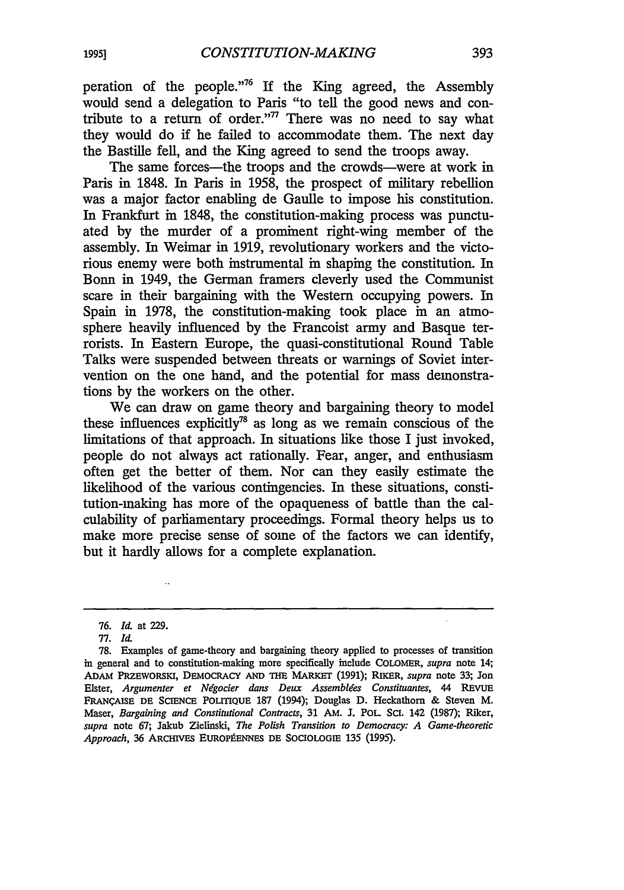peration of the people."[76] If the King agreed, the Assembly would send a delegation to Paris "to tell the good news and contribute to a return of order."[77] There was no need to say what they would do if he failed to accommodate them. The next day the Bastille fell, and the King agreed to send the troops away.

The same forces—the troops and the crowds—were at work in Paris in 1848. In Paris in 1958, the prospect of military rebellion was a major factor enabling de Gaulle to impose his constitution. In Frankfurt in 1848, the constitution-making process was punctuated by the murder of a prominent right-wing member of the assembly. In Weimar in 1919, revolutionary workers and the victorious enemy were both instrumental in shaping the constitution. In Bonn in 1949, the German framers cleverly used the Communist scare in their bargaining with the Western occupying powers. In Spain in 1978, the constitution-making took place in an atmosphere heavily influenced by the Francoist army and Basque terrorists. In Eastern Europe, the quasi-constitutional Round Table Talks were suspended between threats or warnings of Soviet intervention on the one hand, and the potential for mass demonstrations by the workers on the other.

We can draw on game theory and bargaining theory to model these influences explicitly[78] as long as we remain conscious of the limitations of that approach. In situations like those I just invoked, people do not always act rationally. Fear, anger, and enthusiasm often get the better of them. Nor can they easily estimate the likelihood of the various contingencies. In these situations, constitution-making has more of the opaqueness of battle than the calculability of parliamentary proceedings. Formal theory helps us to make more precise sense of some of the factors we can identify, but it hardly allows for a complete explanation.

---

76. *Id.* at 229.

77. *Id.*

78. Examples of game-theory and bargaining theory applied to processes of transition in general and to constitution-making more specifically include COLOMER, *supra* note 14; ADAM PRZEWORSKI, DEMOCRACY AND THE MARKET (1991); RIKER, *supra* note 33; Jon Elster, *Argumenter et Négocier dans Deux Assemblées Constituantes*, 44 REVUE FRANÇAISE DE SCIENCE POLITIQUE 187 (1994); Douglas D. Heckathorn & Steven M. Maser, *Bargaining and Constitutional Contracts*, 31 AM. J. POL. SCI. 142 (1987); Riker, *supra* note 67; Jakub Zielinski, *The Polish Transition to Democracy: A Game-theoretic Approach*, 36 ARCHIVES EUROPÉENNES DE SOCIOLOGIE 135 (1995).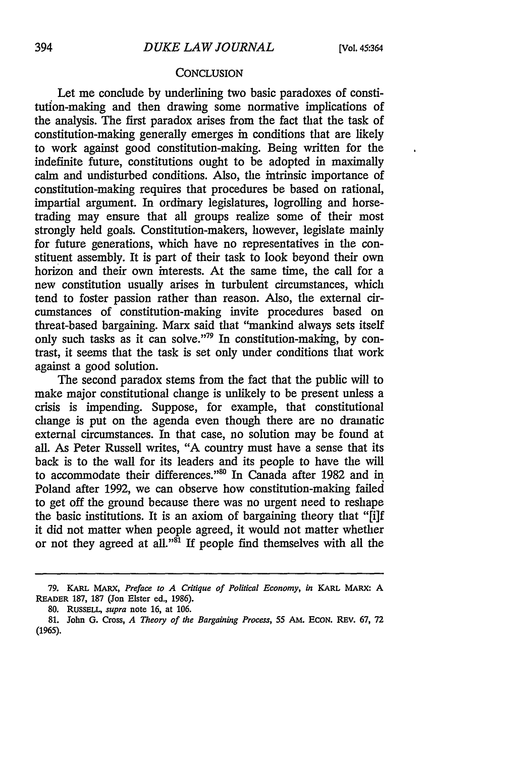## CONCLUSION

Let me conclude by underlining two basic paradoxes of constitution-making and then drawing some normative implications of the analysis. The first paradox arises from the fact that the task of constitution-making generally emerges in conditions that are likely to work against good constitution-making. Being written for the indefinite future, constitutions ought to be adopted in maximally calm and undisturbed conditions. Also, the intrinsic importance of constitution-making requires that procedures be based on rational, impartial argument. In ordinary legislatures, logrolling and horse-trading may ensure that all groups realize some of their most strongly held goals. Constitution-makers, however, legislate mainly for future generations, which have no representatives in the constituent assembly. It is part of their task to look beyond their own horizon and their own interests. At the same time, the call for a new constitution usually arises in turbulent circumstances, which tend to foster passion rather than reason. Also, the external circumstances of constitution-making invite procedures based on threat-based bargaining. Marx said that "mankind always sets itself only such tasks as it can solve."[79] In constitution-making, by contrast, it seems that the task is set only under conditions that work against a good solution.

The second paradox stems from the fact that the public will to make major constitutional change is unlikely to be present unless a crisis is impending. Suppose, for example, that constitutional change is put on the agenda even though there are no dramatic external circumstances. In that case, no solution may be found at all. As Peter Russell writes, "A country must have a sense that its back is to the wall for its leaders and its people to have the will to accommodate their differences."[80] In Canada after 1982 and in Poland after 1992, we can observe how constitution-making failed to get off the ground because there was no urgent need to reshape the basic institutions. It is an axiom of bargaining theory that "[i]f it did not matter when people agreed, it would not matter whether or not they agreed at all."[81] If people find themselves with all the

---

79. KARL MARX, *Preface to A Critique of Political Economy*, *in* KARL MARX: A READER 187, 187 (Jon Elster ed., 1986).

80. RUSSELL, *supra* note 16, at 106.

81. John G. Cross, *A Theory of the Bargaining Process*, 55 AM. ECON. REV. 67, 72 (1965).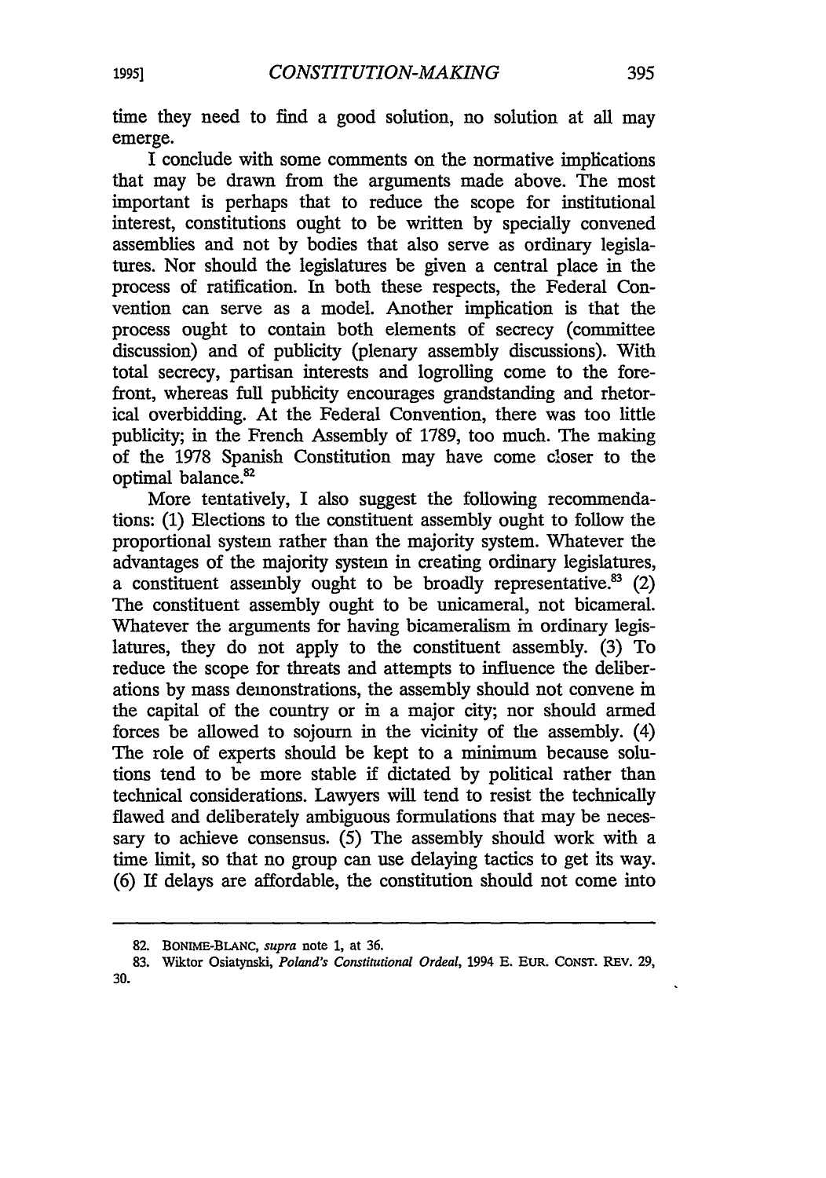time they need to find a good solution, no solution at all may emerge.

I conclude with some comments on the normative implications that may be drawn from the arguments made above. The most important is perhaps that to reduce the scope for institutional interest, constitutions ought to be written by specially convened assemblies and not by bodies that also serve as ordinary legislatures. Nor should the legislatures be given a central place in the process of ratification. In both these respects, the Federal Convention can serve as a model. Another implication is that the process ought to contain both elements of secrecy (committee discussion) and of publicity (plenary assembly discussions). With total secrecy, partisan interests and logrolling come to the forefront, whereas full publicity encourages grandstanding and rhetorical overbidding. At the Federal Convention, there was too little publicity; in the French Assembly of 1789, too much. The making of the 1978 Spanish Constitution may have come closer to the optimal balance.[82]

More tentatively, I also suggest the following recommendations: (1) Elections to the constituent assembly ought to follow the proportional system rather than the majority system. Whatever the advantages of the majority system in creating ordinary legislatures, a constituent assembly ought to be broadly representative.[83] (2) The constituent assembly ought to be unicameral, not bicameral. Whatever the arguments for having bicameralism in ordinary legislatures, they do not apply to the constituent assembly. (3) To reduce the scope for threats and attempts to influence the deliberations by mass demonstrations, the assembly should not convene in the capital of the country or in a major city; nor should armed forces be allowed to sojourn in the vicinity of the assembly. (4) The role of experts should be kept to a minimum because solutions tend to be more stable if dictated by political rather than technical considerations. Lawyers will tend to resist the technically flawed and deliberately ambiguous formulations that may be necessary to achieve consensus. (5) The assembly should work with a time limit, so that no group can use delaying tactics to get its way. (6) If delays are affordable, the constitution should not come into

---

82. BONIME-BLANC, *supra* note 1, at 36.

83. Wiktor Osiatynski, *Poland's Constitutional Ordeal*, 1994 E. EUR. CONST. REV. 29, 30.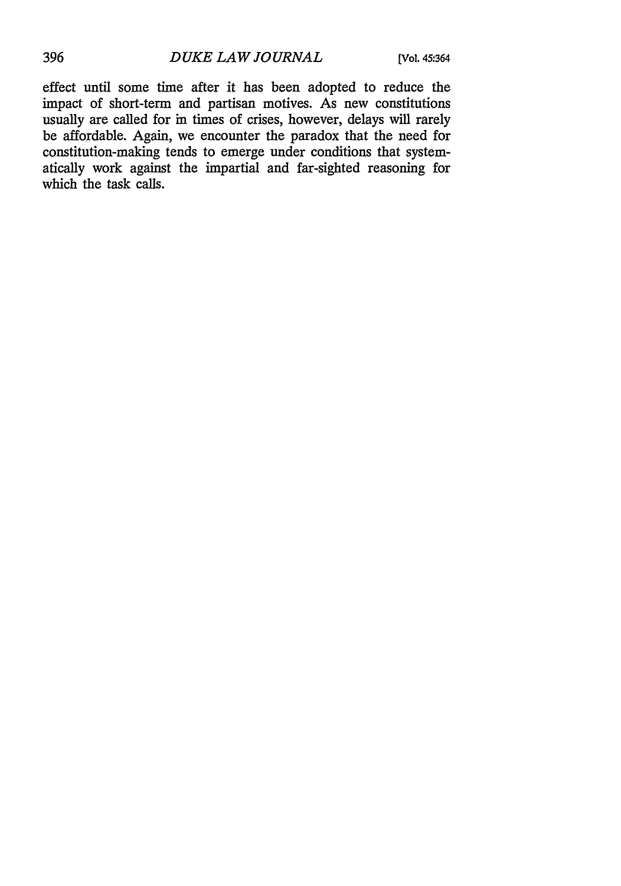effect until some time after it has been adopted to reduce the impact of short-term and partisan motives. As new constitutions usually are called for in times of crises, however, delays will rarely be affordable. Again, we encounter the paradox that the need for constitution-making tends to emerge under conditions that systematically work against the impartial and far-sighted reasoning for which the task calls.